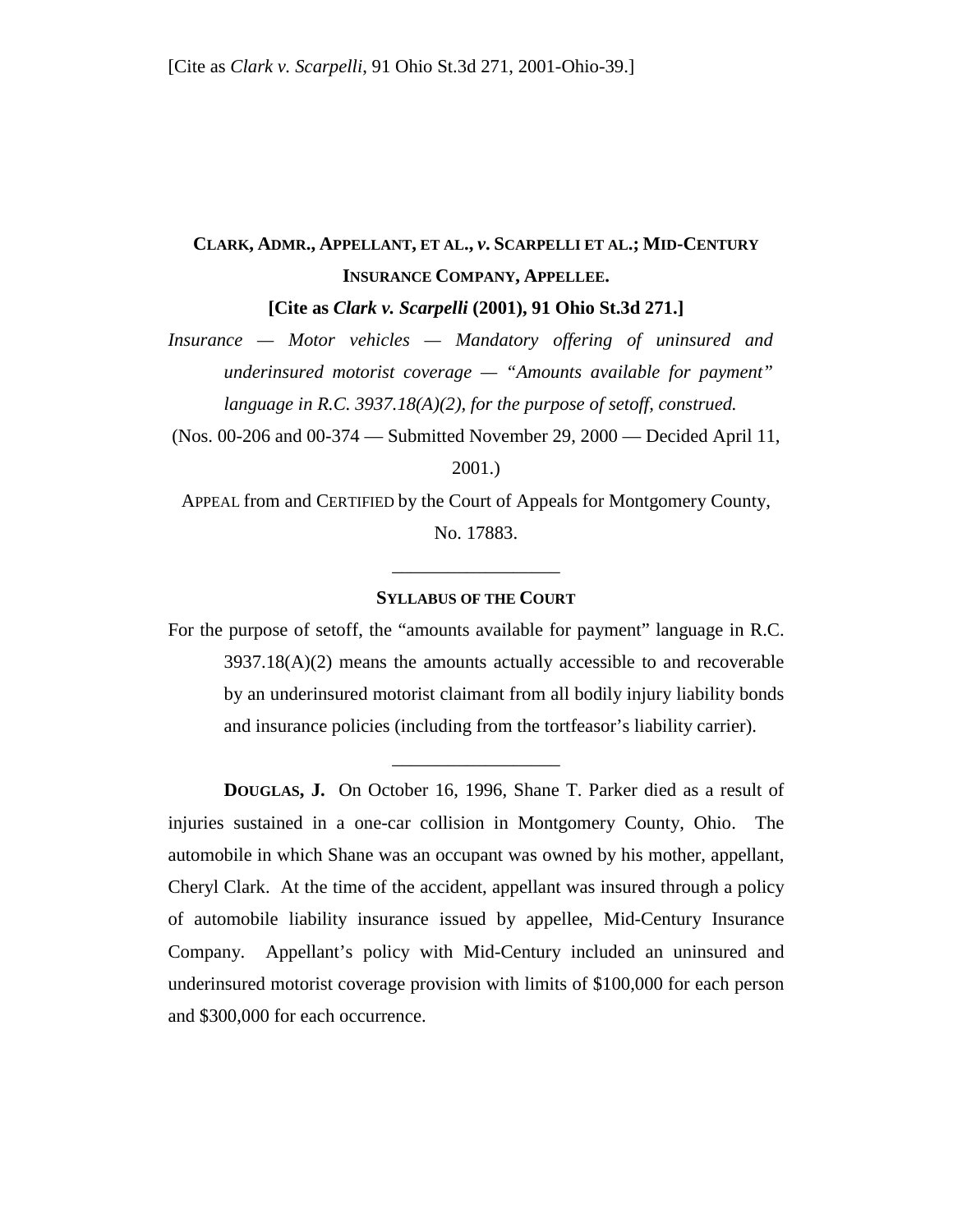[Cite as *Clark v. Scarpelli*, 91 Ohio St.3d 271, 2001-Ohio-39.]

**CLARK, ADMR., APPELLANT, ET AL., *v*. SCARPELLI ET AL.; MID-CENTURY INSURANCE COMPANY, APPELLEE.**

**[Cite as *Clark v. Scarpelli* (2001), 91 Ohio St.3d 271.]**

*Insurance — Motor vehicles — Mandatory offering of uninsured and underinsured motorist coverage — "Amounts available for payment" language in R.C. 3937.18(A)(2), for the purpose of setoff, construed.*

(Nos. 00-206 and 00-374 — Submitted November 29, 2000 — Decided April 11, 2001.)

APPEAL from and CERTIFIED by the Court of Appeals for Montgomery County, No. 17883.

---

**SYLLABUS OF THE COURT**

For the purpose of setoff, the "amounts available for payment" language in R.C. 3937.18(A)(2) means the amounts actually accessible to and recoverable by an underinsured motorist claimant from all bodily injury liability bonds and insurance policies (including from the tortfeasor's liability carrier).

---

**DOUGLAS, J.** On October 16, 1996, Shane T. Parker died as a result of injuries sustained in a one-car collision in Montgomery County, Ohio. The automobile in which Shane was an occupant was owned by his mother, appellant, Cheryl Clark. At the time of the accident, appellant was insured through a policy of automobile liability insurance issued by appellee, Mid-Century Insurance Company. Appellant's policy with Mid-Century included an uninsured and underinsured motorist coverage provision with limits of $100,000 for each person and $300,000 for each occurrence.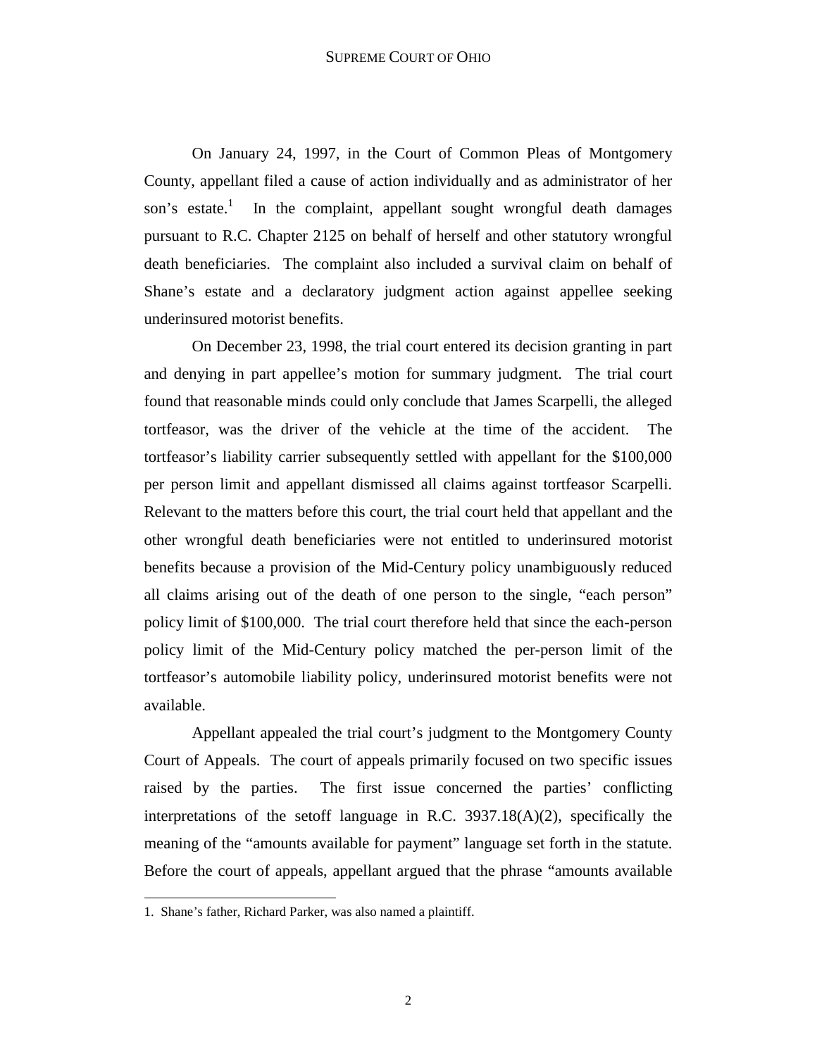On January 24, 1997, in the Court of Common Pleas of Montgomery County, appellant filed a cause of action individually and as administrator of her son's estate.[1] In the complaint, appellant sought wrongful death damages pursuant to R.C. Chapter 2125 on behalf of herself and other statutory wrongful death beneficiaries. The complaint also included a survival claim on behalf of Shane's estate and a declaratory judgment action against appellee seeking underinsured motorist benefits.

On December 23, 1998, the trial court entered its decision granting in part and denying in part appellee's motion for summary judgment. The trial court found that reasonable minds could only conclude that James Scarpelli, the alleged tortfeasor, was the driver of the vehicle at the time of the accident. The tortfeasor's liability carrier subsequently settled with appellant for the $100,000 per person limit and appellant dismissed all claims against tortfeasor Scarpelli. Relevant to the matters before this court, the trial court held that appellant and the other wrongful death beneficiaries were not entitled to underinsured motorist benefits because a provision of the Mid-Century policy unambiguously reduced all claims arising out of the death of one person to the single, "each person" policy limit of $100,000. The trial court therefore held that since the each-person policy limit of the Mid-Century policy matched the per-person limit of the tortfeasor's automobile liability policy, underinsured motorist benefits were not available.

Appellant appealed the trial court's judgment to the Montgomery County Court of Appeals. The court of appeals primarily focused on two specific issues raised by the parties. The first issue concerned the parties' conflicting interpretations of the setoff language in R.C. 3937.18(A)(2), specifically the meaning of the "amounts available for payment" language set forth in the statute. Before the court of appeals, appellant argued that the phrase "amounts available

1. Shane's father, Richard Parker, was also named a plaintiff.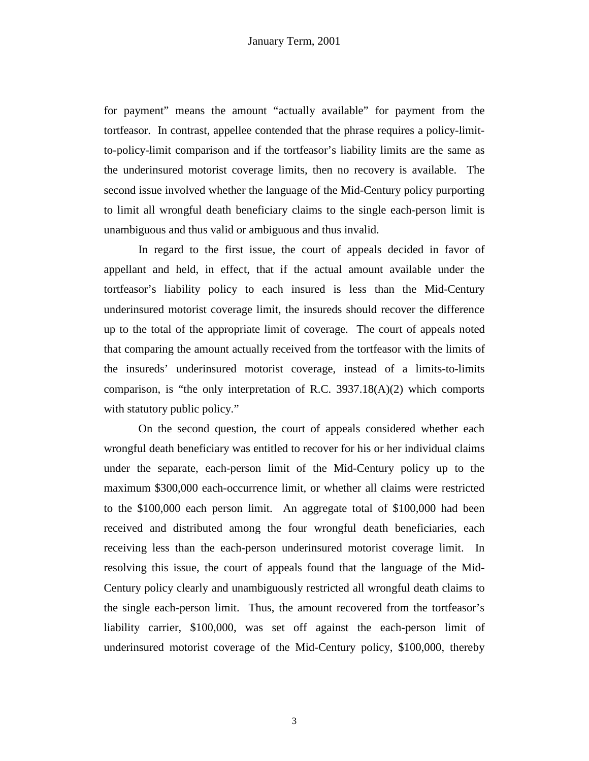for payment" means the amount "actually available" for payment from the tortfeasor. In contrast, appellee contended that the phrase requires a policy-limit-to-policy-limit comparison and if the tortfeasor's liability limits are the same as the underinsured motorist coverage limits, then no recovery is available. The second issue involved whether the language of the Mid-Century policy purporting to limit all wrongful death beneficiary claims to the single each-person limit is unambiguous and thus valid or ambiguous and thus invalid.

In regard to the first issue, the court of appeals decided in favor of appellant and held, in effect, that if the actual amount available under the tortfeasor's liability policy to each insured is less than the Mid-Century underinsured motorist coverage limit, the insureds should recover the difference up to the total of the appropriate limit of coverage. The court of appeals noted that comparing the amount actually received from the tortfeasor with the limits of the insureds' underinsured motorist coverage, instead of a limits-to-limits comparison, is "the only interpretation of R.C. 3937.18(A)(2) which comports with statutory public policy."

On the second question, the court of appeals considered whether each wrongful death beneficiary was entitled to recover for his or her individual claims under the separate, each-person limit of the Mid-Century policy up to the maximum $300,000 each-occurrence limit, or whether all claims were restricted to the $100,000 each person limit. An aggregate total of $100,000 had been received and distributed among the four wrongful death beneficiaries, each receiving less than the each-person underinsured motorist coverage limit. In resolving this issue, the court of appeals found that the language of the Mid-Century policy clearly and unambiguously restricted all wrongful death claims to the single each-person limit. Thus, the amount recovered from the tortfeasor's liability carrier, $100,000, was set off against the each-person limit of underinsured motorist coverage of the Mid-Century policy, $100,000, thereby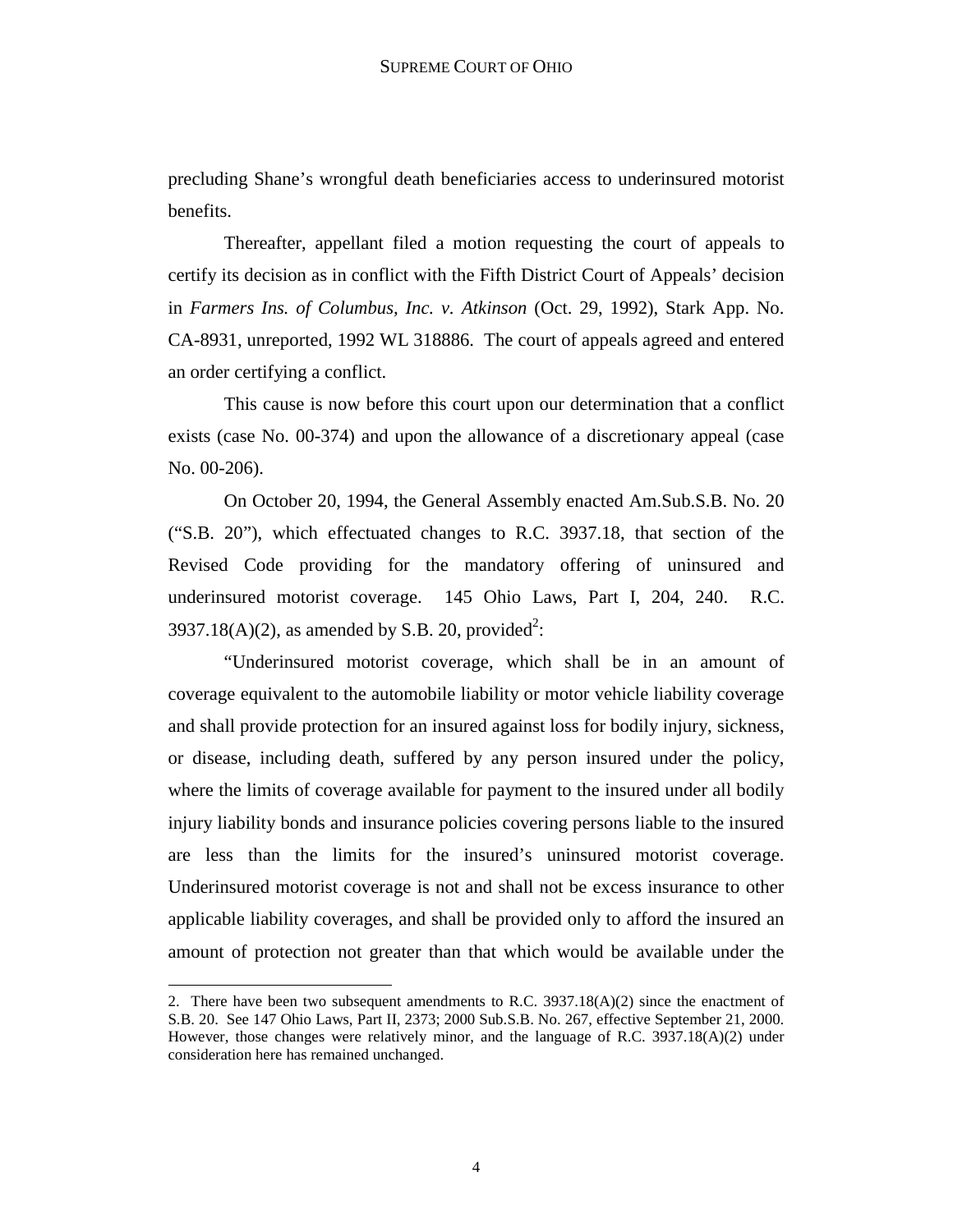precluding Shane's wrongful death beneficiaries access to underinsured motorist benefits.

Thereafter, appellant filed a motion requesting the court of appeals to certify its decision as in conflict with the Fifth District Court of Appeals' decision in *Farmers Ins. of Columbus, Inc. v. Atkinson* (Oct. 29, 1992), Stark App. No. CA-8931, unreported, 1992 WL 318886. The court of appeals agreed and entered an order certifying a conflict.

This cause is now before this court upon our determination that a conflict exists (case No. 00-374) and upon the allowance of a discretionary appeal (case No. 00-206).

On October 20, 1994, the General Assembly enacted Am.Sub.S.B. No. 20 ("S.B. 20"), which effectuated changes to R.C. 3937.18, that section of the Revised Code providing for the mandatory offering of uninsured and underinsured motorist coverage. 145 Ohio Laws, Part I, 204, 240. R.C. 3937.18(A)(2), as amended by S.B. 20, provided[2]:

"Underinsured motorist coverage, which shall be in an amount of coverage equivalent to the automobile liability or motor vehicle liability coverage and shall provide protection for an insured against loss for bodily injury, sickness, or disease, including death, suffered by any person insured under the policy, where the limits of coverage available for payment to the insured under all bodily injury liability bonds and insurance policies covering persons liable to the insured are less than the limits for the insured's uninsured motorist coverage. Underinsured motorist coverage is not and shall not be excess insurance to other applicable liability coverages, and shall be provided only to afford the insured an amount of protection not greater than that which would be available under the

---

2. There have been two subsequent amendments to R.C. 3937.18(A)(2) since the enactment of S.B. 20. See 147 Ohio Laws, Part II, 2373; 2000 Sub.S.B. No. 267, effective September 21, 2000. However, those changes were relatively minor, and the language of R.C. 3937.18(A)(2) under consideration here has remained unchanged.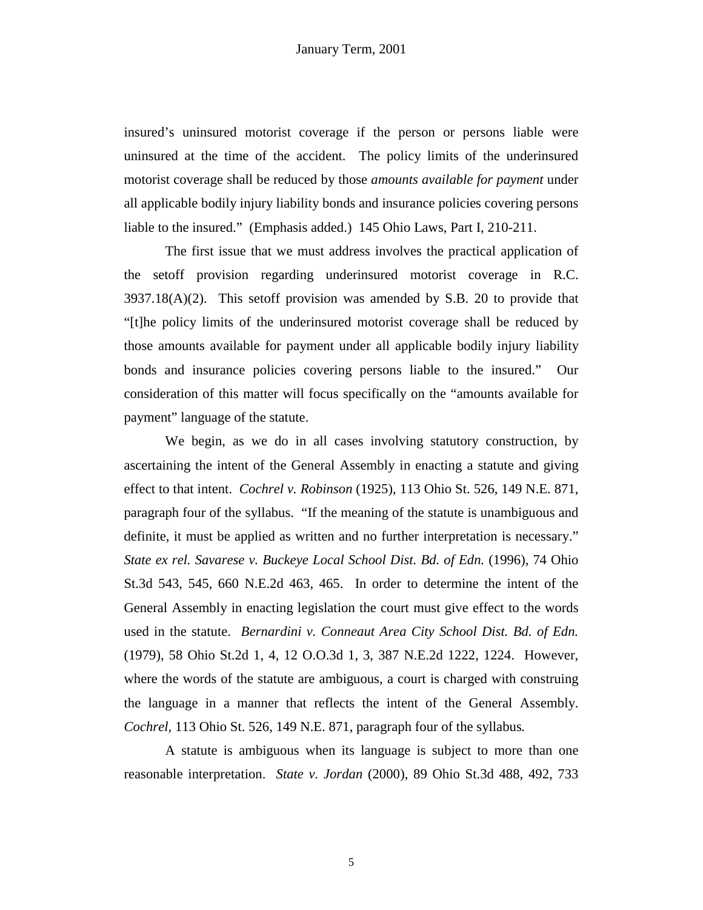insured's uninsured motorist coverage if the person or persons liable were uninsured at the time of the accident. The policy limits of the underinsured motorist coverage shall be reduced by those *amounts available for payment* under all applicable bodily injury liability bonds and insurance policies covering persons liable to the insured." (Emphasis added.) 145 Ohio Laws, Part I, 210-211.

The first issue that we must address involves the practical application of the setoff provision regarding underinsured motorist coverage in R.C. 3937.18(A)(2). This setoff provision was amended by S.B. 20 to provide that "[t]he policy limits of the underinsured motorist coverage shall be reduced by those amounts available for payment under all applicable bodily injury liability bonds and insurance policies covering persons liable to the insured." Our consideration of this matter will focus specifically on the "amounts available for payment" language of the statute.

We begin, as we do in all cases involving statutory construction, by ascertaining the intent of the General Assembly in enacting a statute and giving effect to that intent. *Cochrel v. Robinson* (1925), 113 Ohio St. 526, 149 N.E. 871, paragraph four of the syllabus. "If the meaning of the statute is unambiguous and definite, it must be applied as written and no further interpretation is necessary." *State ex rel. Savarese v. Buckeye Local School Dist. Bd. of Edn.* (1996), 74 Ohio St.3d 543, 545, 660 N.E.2d 463, 465. In order to determine the intent of the General Assembly in enacting legislation the court must give effect to the words used in the statute. *Bernardini v. Conneaut Area City School Dist. Bd. of Edn.* (1979), 58 Ohio St.2d 1, 4, 12 O.O.3d 1, 3, 387 N.E.2d 1222, 1224. However, where the words of the statute are ambiguous, a court is charged with construing the language in a manner that reflects the intent of the General Assembly. *Cochrel*, 113 Ohio St. 526, 149 N.E. 871, paragraph four of the syllabus.

A statute is ambiguous when its language is subject to more than one reasonable interpretation. *State v. Jordan* (2000), 89 Ohio St.3d 488, 492, 733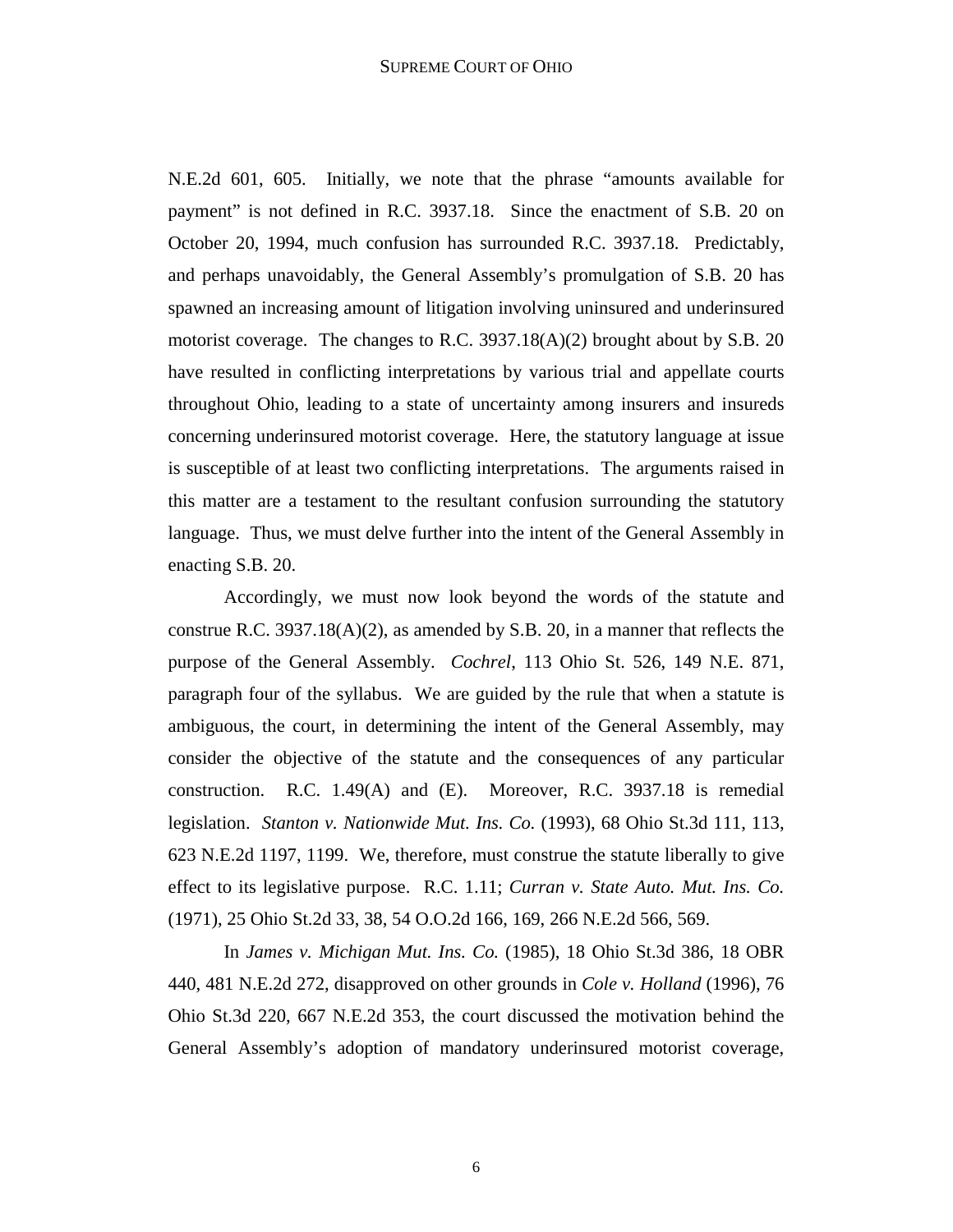N.E.2d 601, 605. Initially, we note that the phrase "amounts available for payment" is not defined in R.C. 3937.18. Since the enactment of S.B. 20 on October 20, 1994, much confusion has surrounded R.C. 3937.18. Predictably, and perhaps unavoidably, the General Assembly's promulgation of S.B. 20 has spawned an increasing amount of litigation involving uninsured and underinsured motorist coverage. The changes to R.C. 3937.18(A)(2) brought about by S.B. 20 have resulted in conflicting interpretations by various trial and appellate courts throughout Ohio, leading to a state of uncertainty among insurers and insureds concerning underinsured motorist coverage. Here, the statutory language at issue is susceptible of at least two conflicting interpretations. The arguments raised in this matter are a testament to the resultant confusion surrounding the statutory language. Thus, we must delve further into the intent of the General Assembly in enacting S.B. 20.

Accordingly, we must now look beyond the words of the statute and construe R.C. 3937.18(A)(2), as amended by S.B. 20, in a manner that reflects the purpose of the General Assembly. *Cochrel*, 113 Ohio St. 526, 149 N.E. 871, paragraph four of the syllabus. We are guided by the rule that when a statute is ambiguous, the court, in determining the intent of the General Assembly, may consider the objective of the statute and the consequences of any particular construction. R.C. 1.49(A) and (E). Moreover, R.C. 3937.18 is remedial legislation. *Stanton v. Nationwide Mut. Ins. Co.* (1993), 68 Ohio St.3d 111, 113, 623 N.E.2d 1197, 1199. We, therefore, must construe the statute liberally to give effect to its legislative purpose. R.C. 1.11; *Curran v. State Auto. Mut. Ins. Co.* (1971), 25 Ohio St.2d 33, 38, 54 O.O.2d 166, 169, 266 N.E.2d 566, 569.

In *James v. Michigan Mut. Ins. Co.* (1985), 18 Ohio St.3d 386, 18 OBR 440, 481 N.E.2d 272, disapproved on other grounds in *Cole v. Holland* (1996), 76 Ohio St.3d 220, 667 N.E.2d 353, the court discussed the motivation behind the General Assembly's adoption of mandatory underinsured motorist coverage,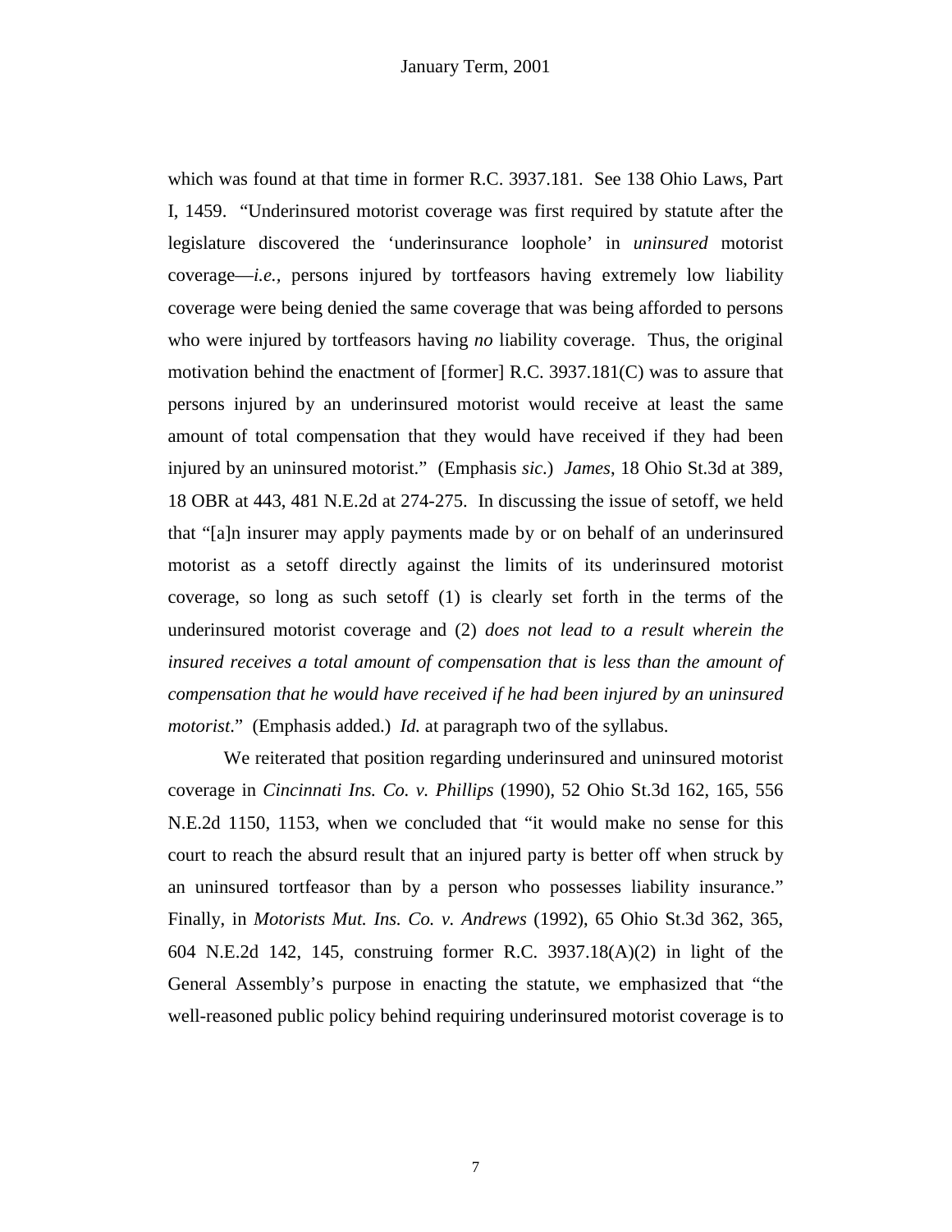which was found at that time in former R.C. 3937.181. See 138 Ohio Laws, Part I, 1459. "Underinsured motorist coverage was first required by statute after the legislature discovered the 'underinsurance loophole' in *uninsured* motorist coverage—*i.e.*, persons injured by tortfeasors having extremely low liability coverage were being denied the same coverage that was being afforded to persons who were injured by tortfeasors having *no* liability coverage. Thus, the original motivation behind the enactment of [former] R.C. 3937.181(C) was to assure that persons injured by an underinsured motorist would receive at least the same amount of total compensation that they would have received if they had been injured by an uninsured motorist." (Emphasis *sic*.) *James*, 18 Ohio St.3d at 389, 18 OBR at 443, 481 N.E.2d at 274-275. In discussing the issue of setoff, we held that "[a]n insurer may apply payments made by or on behalf of an underinsured motorist as a setoff directly against the limits of its underinsured motorist coverage, so long as such setoff (1) is clearly set forth in the terms of the underinsured motorist coverage and (2) *does not lead to a result wherein the insured receives a total amount of compensation that is less than the amount of compensation that he would have received if he had been injured by an uninsured motorist*." (Emphasis added.) *Id.* at paragraph two of the syllabus.

We reiterated that position regarding underinsured and uninsured motorist coverage in *Cincinnati Ins. Co. v. Phillips* (1990), 52 Ohio St.3d 162, 165, 556 N.E.2d 1150, 1153, when we concluded that "it would make no sense for this court to reach the absurd result that an injured party is better off when struck by an uninsured tortfeasor than by a person who possesses liability insurance." Finally, in *Motorists Mut. Ins. Co. v. Andrews* (1992), 65 Ohio St.3d 362, 365, 604 N.E.2d 142, 145, construing former R.C. 3937.18(A)(2) in light of the General Assembly's purpose in enacting the statute, we emphasized that "the well-reasoned public policy behind requiring underinsured motorist coverage is to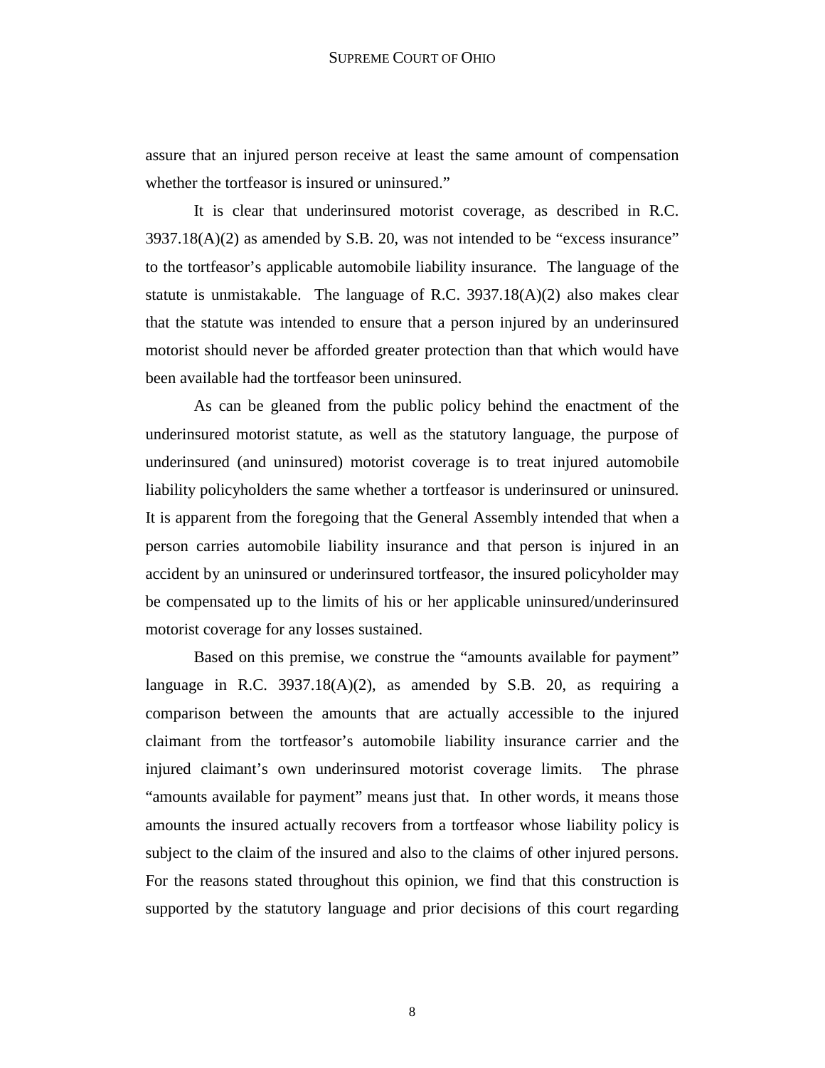assure that an injured person receive at least the same amount of compensation whether the tortfeasor is insured or uninsured."

It is clear that underinsured motorist coverage, as described in R.C. 3937.18(A)(2) as amended by S.B. 20, was not intended to be "excess insurance" to the tortfeasor's applicable automobile liability insurance. The language of the statute is unmistakable. The language of R.C. 3937.18(A)(2) also makes clear that the statute was intended to ensure that a person injured by an underinsured motorist should never be afforded greater protection than that which would have been available had the tortfeasor been uninsured.

As can be gleaned from the public policy behind the enactment of the underinsured motorist statute, as well as the statutory language, the purpose of underinsured (and uninsured) motorist coverage is to treat injured automobile liability policyholders the same whether a tortfeasor is underinsured or uninsured. It is apparent from the foregoing that the General Assembly intended that when a person carries automobile liability insurance and that person is injured in an accident by an uninsured or underinsured tortfeasor, the insured policyholder may be compensated up to the limits of his or her applicable uninsured/underinsured motorist coverage for any losses sustained.

Based on this premise, we construe the "amounts available for payment" language in R.C. 3937.18(A)(2), as amended by S.B. 20, as requiring a comparison between the amounts that are actually accessible to the injured claimant from the tortfeasor's automobile liability insurance carrier and the injured claimant's own underinsured motorist coverage limits. The phrase "amounts available for payment" means just that. In other words, it means those amounts the insured actually recovers from a tortfeasor whose liability policy is subject to the claim of the insured and also to the claims of other injured persons. For the reasons stated throughout this opinion, we find that this construction is supported by the statutory language and prior decisions of this court regarding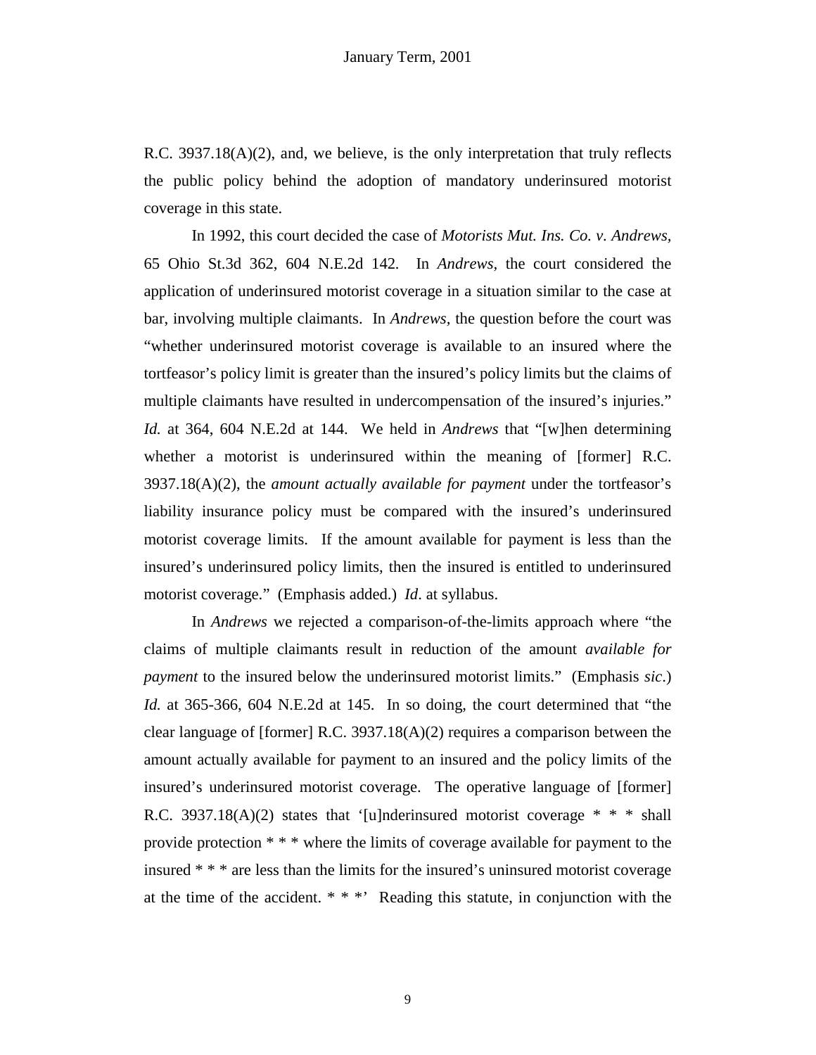R.C. 3937.18(A)(2), and, we believe, is the only interpretation that truly reflects the public policy behind the adoption of mandatory underinsured motorist coverage in this state.

In 1992, this court decided the case of *Motorists Mut. Ins. Co. v. Andrews,* 65 Ohio St.3d 362, 604 N.E.2d 142. In *Andrews,* the court considered the application of underinsured motorist coverage in a situation similar to the case at bar, involving multiple claimants. In *Andrews*, the question before the court was "whether underinsured motorist coverage is available to an insured where the tortfeasor's policy limit is greater than the insured's policy limits but the claims of multiple claimants have resulted in undercompensation of the insured's injuries." *Id.* at 364, 604 N.E.2d at 144. We held in *Andrews* that "[w]hen determining whether a motorist is underinsured within the meaning of [former] R.C. 3937.18(A)(2), the *amount actually available for payment* under the tortfeasor's liability insurance policy must be compared with the insured's underinsured motorist coverage limits. If the amount available for payment is less than the insured's underinsured policy limits, then the insured is entitled to underinsured motorist coverage." (Emphasis added.) *Id*. at syllabus.

In *Andrews* we rejected a comparison-of-the-limits approach where "the claims of multiple claimants result in reduction of the amount *available for payment* to the insured below the underinsured motorist limits." (Emphasis *sic*.) *Id.* at 365-366, 604 N.E.2d at 145. In so doing, the court determined that "the clear language of [former] R.C. 3937.18(A)(2) requires a comparison between the amount actually available for payment to an insured and the policy limits of the insured's underinsured motorist coverage. The operative language of [former] R.C. 3937.18(A)(2) states that '[u]nderinsured motorist coverage * * * shall provide protection * * * where the limits of coverage available for payment to the insured * * * are less than the limits for the insured's uninsured motorist coverage at the time of the accident. * * *' Reading this statute, in conjunction with the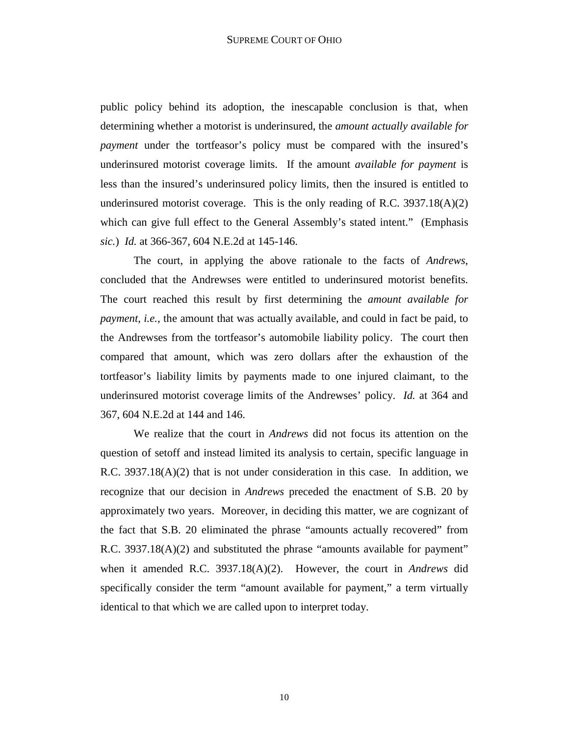public policy behind its adoption, the inescapable conclusion is that, when determining whether a motorist is underinsured, the *amount actually available for payment* under the tortfeasor's policy must be compared with the insured's underinsured motorist coverage limits. If the amount *available for payment* is less than the insured's underinsured policy limits, then the insured is entitled to underinsured motorist coverage. This is the only reading of R.C. 3937.18(A)(2) which can give full effect to the General Assembly's stated intent." (Emphasis *sic.*) *Id.* at 366-367, 604 N.E.2d at 145-146.

The court, in applying the above rationale to the facts of *Andrews*, concluded that the Andrewses were entitled to underinsured motorist benefits. The court reached this result by first determining the *amount available for payment*, *i.e.*, the amount that was actually available, and could in fact be paid, to the Andrewses from the tortfeasor's automobile liability policy. The court then compared that amount, which was zero dollars after the exhaustion of the tortfeasor's liability limits by payments made to one injured claimant, to the underinsured motorist coverage limits of the Andrewses' policy. *Id.* at 364 and 367, 604 N.E.2d at 144 and 146.

We realize that the court in *Andrews* did not focus its attention on the question of setoff and instead limited its analysis to certain, specific language in R.C. 3937.18(A)(2) that is not under consideration in this case. In addition, we recognize that our decision in *Andrews* preceded the enactment of S.B. 20 by approximately two years. Moreover, in deciding this matter, we are cognizant of the fact that S.B. 20 eliminated the phrase "amounts actually recovered" from R.C. 3937.18(A)(2) and substituted the phrase "amounts available for payment" when it amended R.C. 3937.18(A)(2). However, the court in *Andrews* did specifically consider the term "amount available for payment," a term virtually identical to that which we are called upon to interpret today.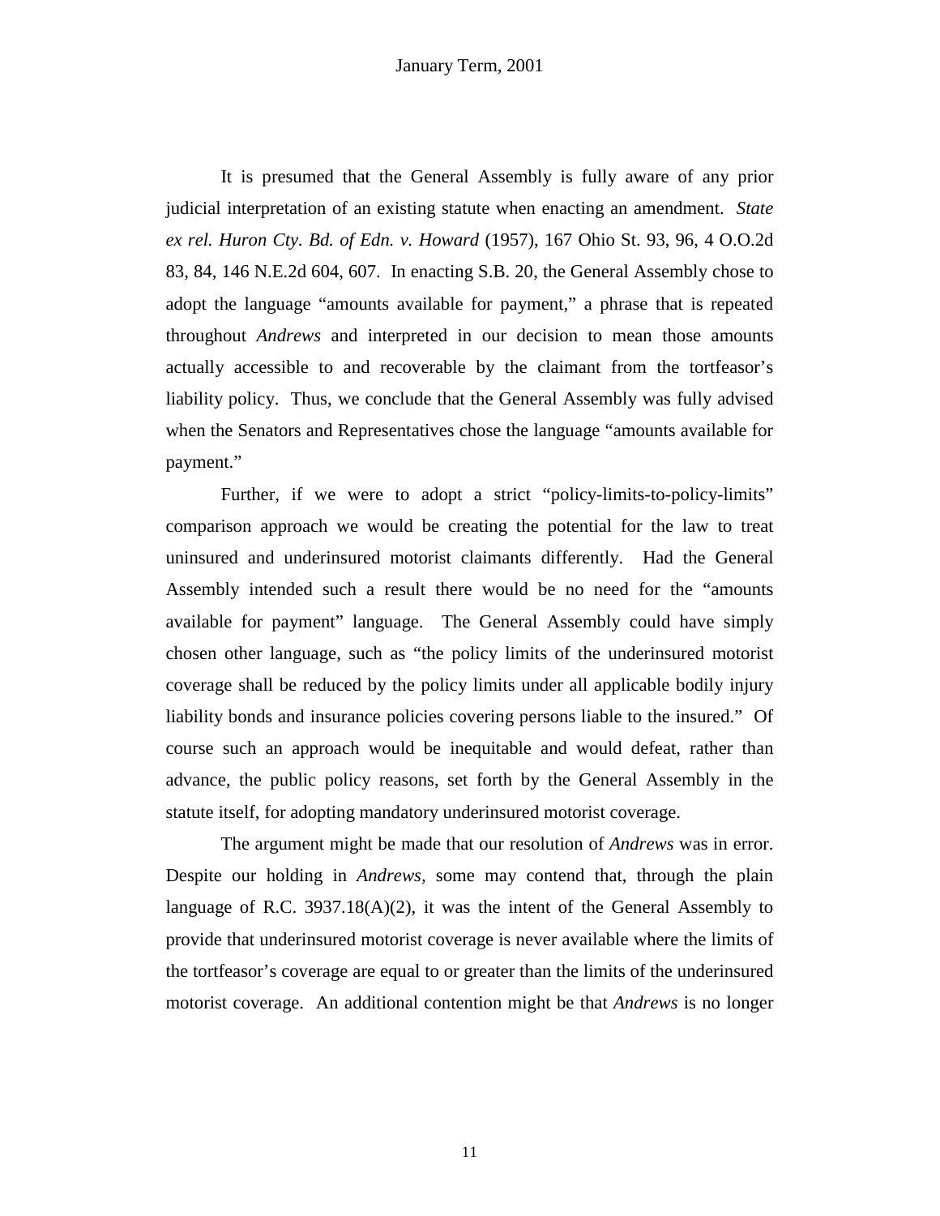It is presumed that the General Assembly is fully aware of any prior judicial interpretation of an existing statute when enacting an amendment. *State ex rel. Huron Cty. Bd. of Edn. v. Howard* (1957), 167 Ohio St. 93, 96, 4 O.O.2d 83, 84, 146 N.E.2d 604, 607. In enacting S.B. 20, the General Assembly chose to adopt the language "amounts available for payment," a phrase that is repeated throughout *Andrews* and interpreted in our decision to mean those amounts actually accessible to and recoverable by the claimant from the tortfeasor's liability policy. Thus, we conclude that the General Assembly was fully advised when the Senators and Representatives chose the language "amounts available for payment."

Further, if we were to adopt a strict "policy-limits-to-policy-limits" comparison approach we would be creating the potential for the law to treat uninsured and underinsured motorist claimants differently. Had the General Assembly intended such a result there would be no need for the "amounts available for payment" language. The General Assembly could have simply chosen other language, such as "the policy limits of the underinsured motorist coverage shall be reduced by the policy limits under all applicable bodily injury liability bonds and insurance policies covering persons liable to the insured." Of course such an approach would be inequitable and would defeat, rather than advance, the public policy reasons, set forth by the General Assembly in the statute itself, for adopting mandatory underinsured motorist coverage.

The argument might be made that our resolution of *Andrews* was in error. Despite our holding in *Andrews,* some may contend that, through the plain language of R.C. 3937.18(A)(2), it was the intent of the General Assembly to provide that underinsured motorist coverage is never available where the limits of the tortfeasor's coverage are equal to or greater than the limits of the underinsured motorist coverage. An additional contention might be that *Andrews* is no longer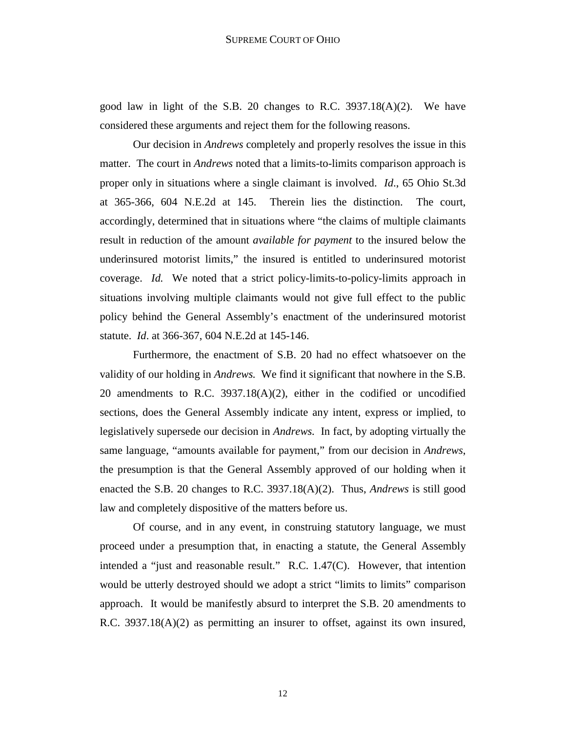good law in light of the S.B. 20 changes to R.C. 3937.18(A)(2). We have considered these arguments and reject them for the following reasons.

Our decision in *Andrews* completely and properly resolves the issue in this matter. The court in *Andrews* noted that a limits-to-limits comparison approach is proper only in situations where a single claimant is involved. *Id*., 65 Ohio St.3d at 365-366, 604 N.E.2d at 145. Therein lies the distinction. The court, accordingly, determined that in situations where "the claims of multiple claimants result in reduction of the amount *available for payment* to the insured below the underinsured motorist limits," the insured is entitled to underinsured motorist coverage. *Id.* We noted that a strict policy-limits-to-policy-limits approach in situations involving multiple claimants would not give full effect to the public policy behind the General Assembly's enactment of the underinsured motorist statute. *Id*. at 366-367, 604 N.E.2d at 145-146.

Furthermore, the enactment of S.B. 20 had no effect whatsoever on the validity of our holding in *Andrews.* We find it significant that nowhere in the S.B. 20 amendments to R.C. 3937.18(A)(2), either in the codified or uncodified sections, does the General Assembly indicate any intent, express or implied, to legislatively supersede our decision in *Andrews.* In fact, by adopting virtually the same language, "amounts available for payment," from our decision in *Andrews*, the presumption is that the General Assembly approved of our holding when it enacted the S.B. 20 changes to R.C. 3937.18(A)(2). Thus, *Andrews* is still good law and completely dispositive of the matters before us.

Of course, and in any event, in construing statutory language, we must proceed under a presumption that, in enacting a statute, the General Assembly intended a "just and reasonable result." R.C. 1.47(C). However, that intention would be utterly destroyed should we adopt a strict "limits to limits" comparison approach. It would be manifestly absurd to interpret the S.B. 20 amendments to R.C. 3937.18(A)(2) as permitting an insurer to offset, against its own insured,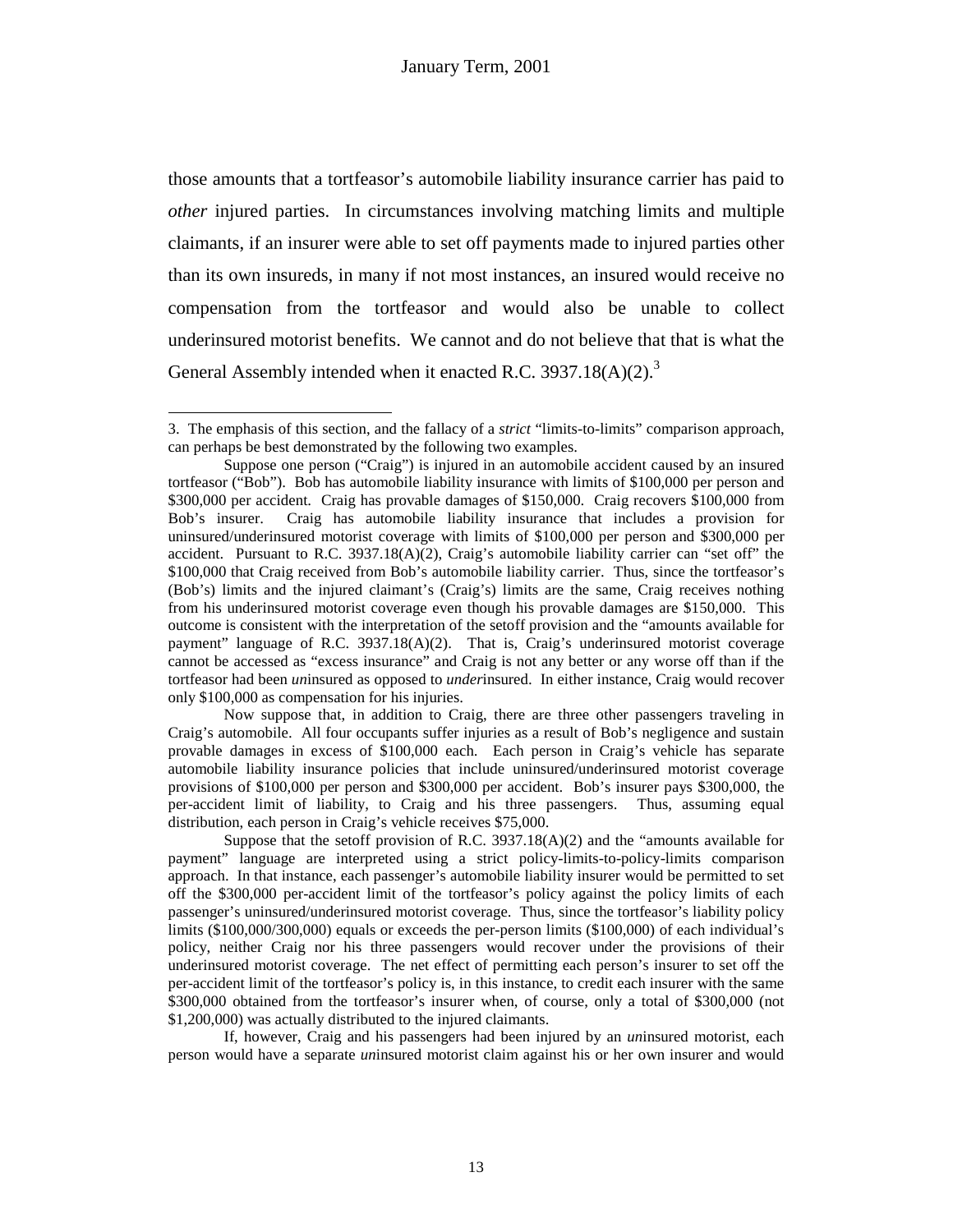those amounts that a tortfeasor's automobile liability insurance carrier has paid to *other* injured parties. In circumstances involving matching limits and multiple claimants, if an insurer were able to set off payments made to injured parties other than its own insureds, in many if not most instances, an insured would receive no compensation from the tortfeasor and would also be unable to collect underinsured motorist benefits. We cannot and do not believe that that is what the General Assembly intended when it enacted R.C. 3937.18(A)(2).[3]

---

3. The emphasis of this section, and the fallacy of a *strict* "limits-to-limits" comparison approach, can perhaps be best demonstrated by the following two examples.

Suppose one person ("Craig") is injured in an automobile accident caused by an insured tortfeasor ("Bob"). Bob has automobile liability insurance with limits of $100,000 per person and $300,000 per accident. Craig has provable damages of $150,000. Craig recovers $100,000 from Bob's insurer. Craig has automobile liability insurance that includes a provision for uninsured/underinsured motorist coverage with limits of $100,000 per person and $300,000 per accident. Pursuant to R.C. 3937.18(A)(2), Craig's automobile liability carrier can "set off" the $100,000 that Craig received from Bob's automobile liability carrier. Thus, since the tortfeasor's (Bob's) limits and the injured claimant's (Craig's) limits are the same, Craig receives nothing from his underinsured motorist coverage even though his provable damages are $150,000. This outcome is consistent with the interpretation of the setoff provision and the "amounts available for payment" language of R.C. 3937.18(A)(2). That is, Craig's underinsured motorist coverage cannot be accessed as "excess insurance" and Craig is not any better or any worse off than if the tortfeasor had been *un*insured as opposed to *under*insured. In either instance, Craig would recover only $100,000 as compensation for his injuries.

Now suppose that, in addition to Craig, there are three other passengers traveling in Craig's automobile. All four occupants suffer injuries as a result of Bob's negligence and sustain provable damages in excess of $100,000 each. Each person in Craig's vehicle has separate automobile liability insurance policies that include uninsured/underinsured motorist coverage provisions of $100,000 per person and $300,000 per accident. Bob's insurer pays $300,000, the per-accident limit of liability, to Craig and his three passengers. Thus, assuming equal distribution, each person in Craig's vehicle receives $75,000.

Suppose that the setoff provision of R.C. 3937.18(A)(2) and the "amounts available for payment" language are interpreted using a strict policy-limits-to-policy-limits comparison approach. In that instance, each passenger's automobile liability insurer would be permitted to set off the $300,000 per-accident limit of the tortfeasor's policy against the policy limits of each passenger's uninsured/underinsured motorist coverage. Thus, since the tortfeasor's liability policy limits ($100,000/300,000) equals or exceeds the per-person limits ($100,000) of each individual's policy, neither Craig nor his three passengers would recover under the provisions of their underinsured motorist coverage. The net effect of permitting each person's insurer to set off the per-accident limit of the tortfeasor's policy is, in this instance, to credit each insurer with the same $300,000 obtained from the tortfeasor's insurer when, of course, only a total of $300,000 (not $1,200,000) was actually distributed to the injured claimants.

If, however, Craig and his passengers had been injured by an *un*insured motorist, each person would have a separate *un*insured motorist claim against his or her own insurer and would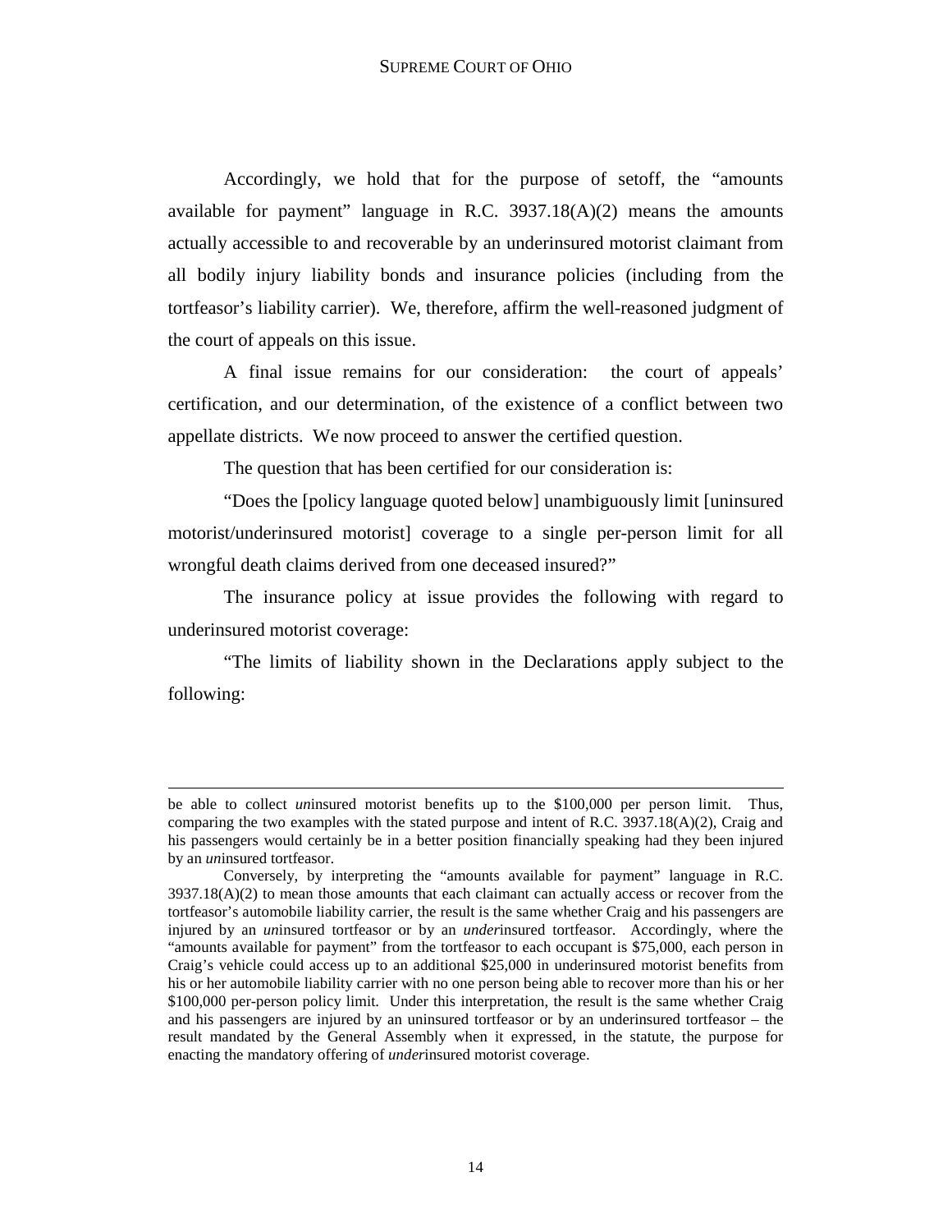Accordingly, we hold that for the purpose of setoff, the "amounts available for payment" language in R.C. 3937.18(A)(2) means the amounts actually accessible to and recoverable by an underinsured motorist claimant from all bodily injury liability bonds and insurance policies (including from the tortfeasor's liability carrier). We, therefore, affirm the well-reasoned judgment of the court of appeals on this issue.

A final issue remains for our consideration: the court of appeals' certification, and our determination, of the existence of a conflict between two appellate districts. We now proceed to answer the certified question.

The question that has been certified for our consideration is:

"Does the [policy language quoted below] unambiguously limit [uninsured motorist/underinsured motorist] coverage to a single per-person limit for all wrongful death claims derived from one deceased insured?"

The insurance policy at issue provides the following with regard to underinsured motorist coverage:

"The limits of liability shown in the Declarations apply subject to the following:

---

be able to collect *un*insured motorist benefits up to the $100,000 per person limit. Thus, comparing the two examples with the stated purpose and intent of R.C. 3937.18(A)(2), Craig and his passengers would certainly be in a better position financially speaking had they been injured by an *un*insured tortfeasor.

Conversely, by interpreting the "amounts available for payment" language in R.C. 3937.18(A)(2) to mean those amounts that each claimant can actually access or recover from the tortfeasor's automobile liability carrier, the result is the same whether Craig and his passengers are injured by an *un*insured tortfeasor or by an *under*insured tortfeasor. Accordingly, where the "amounts available for payment" from the tortfeasor to each occupant is $75,000, each person in Craig's vehicle could access up to an additional $25,000 in underinsured motorist benefits from his or her automobile liability carrier with no one person being able to recover more than his or her $100,000 per-person policy limit. Under this interpretation, the result is the same whether Craig and his passengers are injured by an uninsured tortfeasor or by an underinsured tortfeasor – the result mandated by the General Assembly when it expressed, in the statute, the purpose for enacting the mandatory offering of *under*insured motorist coverage.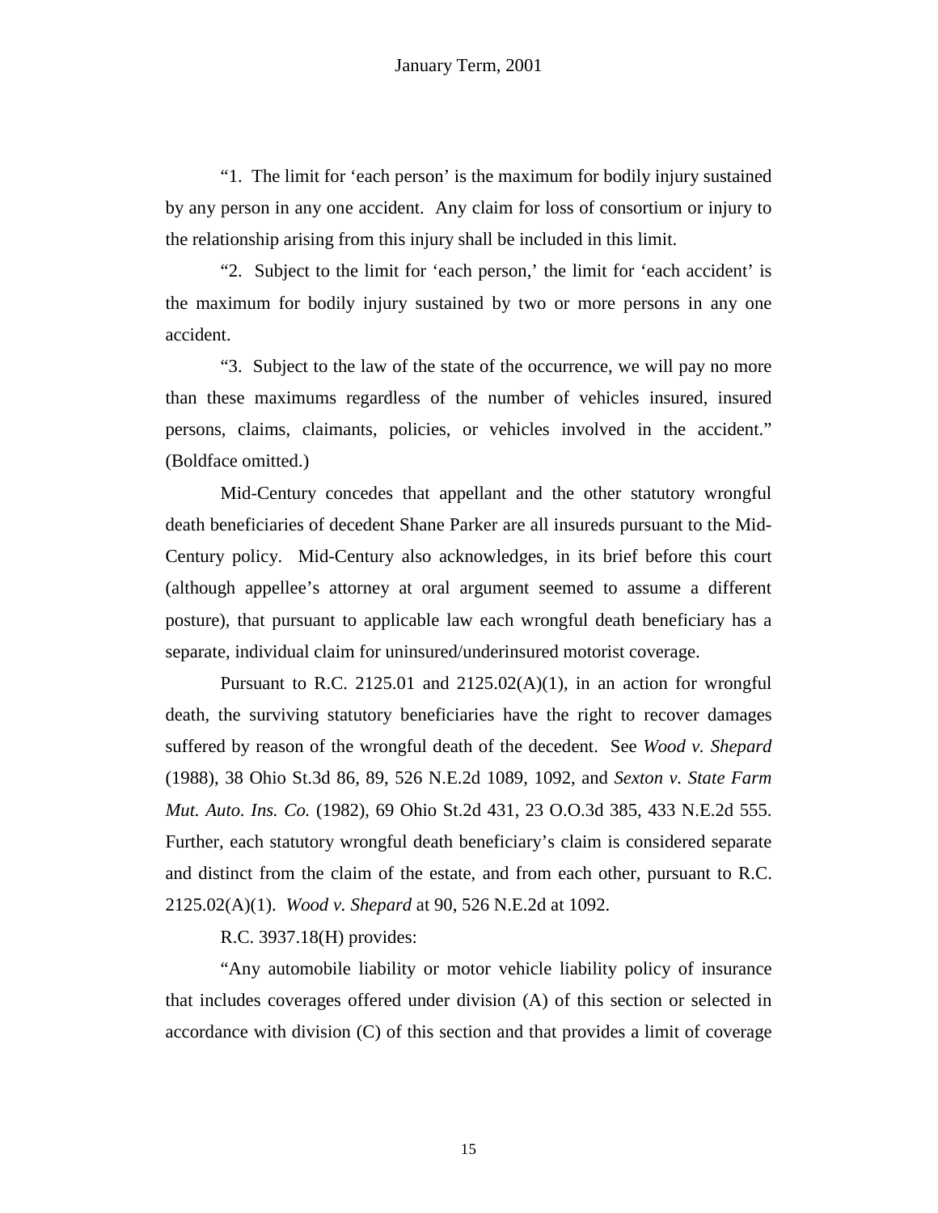"1. The limit for 'each person' is the maximum for bodily injury sustained by any person in any one accident. Any claim for loss of consortium or injury to the relationship arising from this injury shall be included in this limit.

"2. Subject to the limit for 'each person,' the limit for 'each accident' is the maximum for bodily injury sustained by two or more persons in any one accident.

"3. Subject to the law of the state of the occurrence, we will pay no more than these maximums regardless of the number of vehicles insured, insured persons, claims, claimants, policies, or vehicles involved in the accident." (Boldface omitted.)

Mid-Century concedes that appellant and the other statutory wrongful death beneficiaries of decedent Shane Parker are all insureds pursuant to the Mid-Century policy. Mid-Century also acknowledges, in its brief before this court (although appellee's attorney at oral argument seemed to assume a different posture), that pursuant to applicable law each wrongful death beneficiary has a separate, individual claim for uninsured/underinsured motorist coverage.

Pursuant to R.C. 2125.01 and 2125.02(A)(1), in an action for wrongful death, the surviving statutory beneficiaries have the right to recover damages suffered by reason of the wrongful death of the decedent. See *Wood v. Shepard* (1988), 38 Ohio St.3d 86, 89, 526 N.E.2d 1089, 1092, and *Sexton v. State Farm Mut. Auto. Ins. Co.* (1982), 69 Ohio St.2d 431, 23 O.O.3d 385, 433 N.E.2d 555. Further, each statutory wrongful death beneficiary's claim is considered separate and distinct from the claim of the estate, and from each other, pursuant to R.C. 2125.02(A)(1). *Wood v. Shepard* at 90, 526 N.E.2d at 1092.

R.C. 3937.18(H) provides:

"Any automobile liability or motor vehicle liability policy of insurance that includes coverages offered under division (A) of this section or selected in accordance with division (C) of this section and that provides a limit of coverage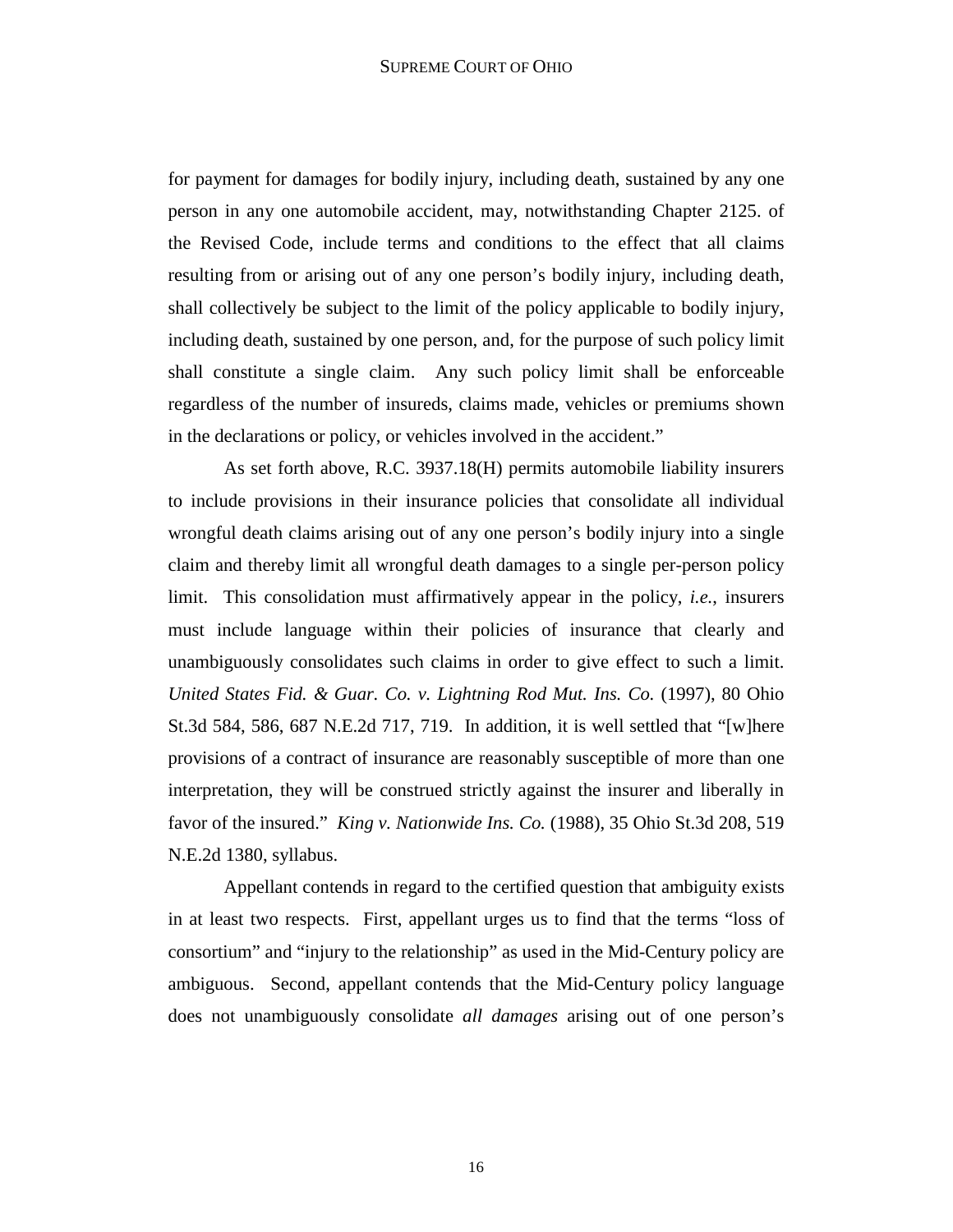for payment for damages for bodily injury, including death, sustained by any one person in any one automobile accident, may, notwithstanding Chapter 2125. of the Revised Code, include terms and conditions to the effect that all claims resulting from or arising out of any one person's bodily injury, including death, shall collectively be subject to the limit of the policy applicable to bodily injury, including death, sustained by one person, and, for the purpose of such policy limit shall constitute a single claim. Any such policy limit shall be enforceable regardless of the number of insureds, claims made, vehicles or premiums shown in the declarations or policy, or vehicles involved in the accident."

As set forth above, R.C. 3937.18(H) permits automobile liability insurers to include provisions in their insurance policies that consolidate all individual wrongful death claims arising out of any one person's bodily injury into a single claim and thereby limit all wrongful death damages to a single per-person policy limit. This consolidation must affirmatively appear in the policy, *i.e.*, insurers must include language within their policies of insurance that clearly and unambiguously consolidates such claims in order to give effect to such a limit. *United States Fid. & Guar. Co. v. Lightning Rod Mut. Ins. Co.* (1997), 80 Ohio St.3d 584, 586, 687 N.E.2d 717, 719. In addition, it is well settled that "[w]here provisions of a contract of insurance are reasonably susceptible of more than one interpretation, they will be construed strictly against the insurer and liberally in favor of the insured." *King v. Nationwide Ins. Co.* (1988), 35 Ohio St.3d 208, 519 N.E.2d 1380, syllabus.

Appellant contends in regard to the certified question that ambiguity exists in at least two respects. First, appellant urges us to find that the terms "loss of consortium" and "injury to the relationship" as used in the Mid-Century policy are ambiguous. Second, appellant contends that the Mid-Century policy language does not unambiguously consolidate *all damages* arising out of one person's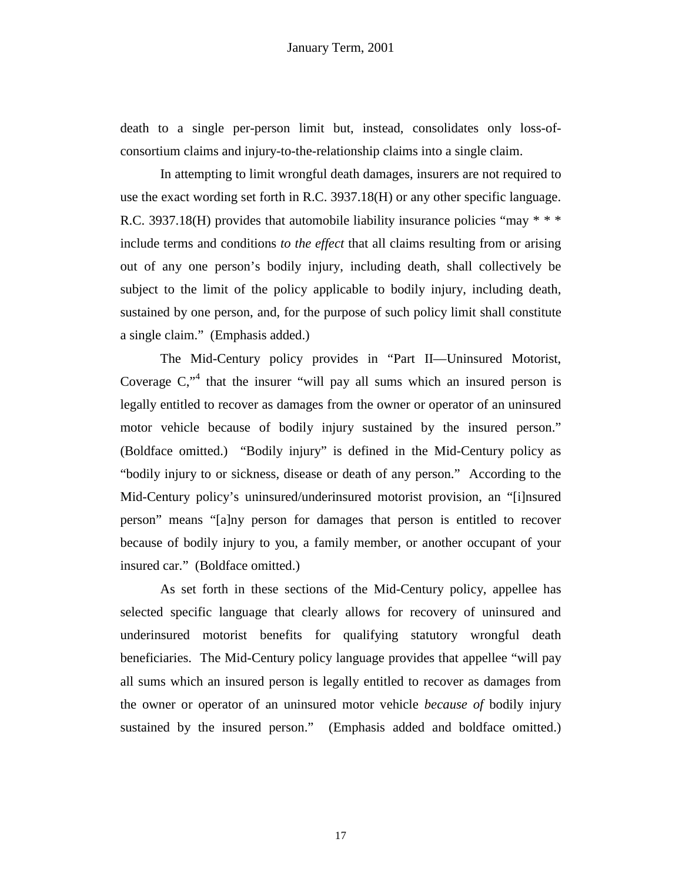death to a single per-person limit but, instead, consolidates only loss-of-consortium claims and injury-to-the-relationship claims into a single claim.

In attempting to limit wrongful death damages, insurers are not required to use the exact wording set forth in R.C. 3937.18(H) or any other specific language. R.C. 3937.18(H) provides that automobile liability insurance policies "may * * * include terms and conditions *to the effect* that all claims resulting from or arising out of any one person's bodily injury, including death, shall collectively be subject to the limit of the policy applicable to bodily injury, including death, sustained by one person, and, for the purpose of such policy limit shall constitute a single claim." (Emphasis added.)

The Mid-Century policy provides in "Part II—Uninsured Motorist, Coverage C,"[4] that the insurer "will pay all sums which an insured person is legally entitled to recover as damages from the owner or operator of an uninsured motor vehicle because of bodily injury sustained by the insured person." (Boldface omitted.) "Bodily injury" is defined in the Mid-Century policy as "bodily injury to or sickness, disease or death of any person." According to the Mid-Century policy's uninsured/underinsured motorist provision, an "[i]nsured person" means "[a]ny person for damages that person is entitled to recover because of bodily injury to you, a family member, or another occupant of your insured car." (Boldface omitted.)

As set forth in these sections of the Mid-Century policy, appellee has selected specific language that clearly allows for recovery of uninsured and underinsured motorist benefits for qualifying statutory wrongful death beneficiaries. The Mid-Century policy language provides that appellee "will pay all sums which an insured person is legally entitled to recover as damages from the owner or operator of an uninsured motor vehicle *because of* bodily injury sustained by the insured person." (Emphasis added and boldface omitted.)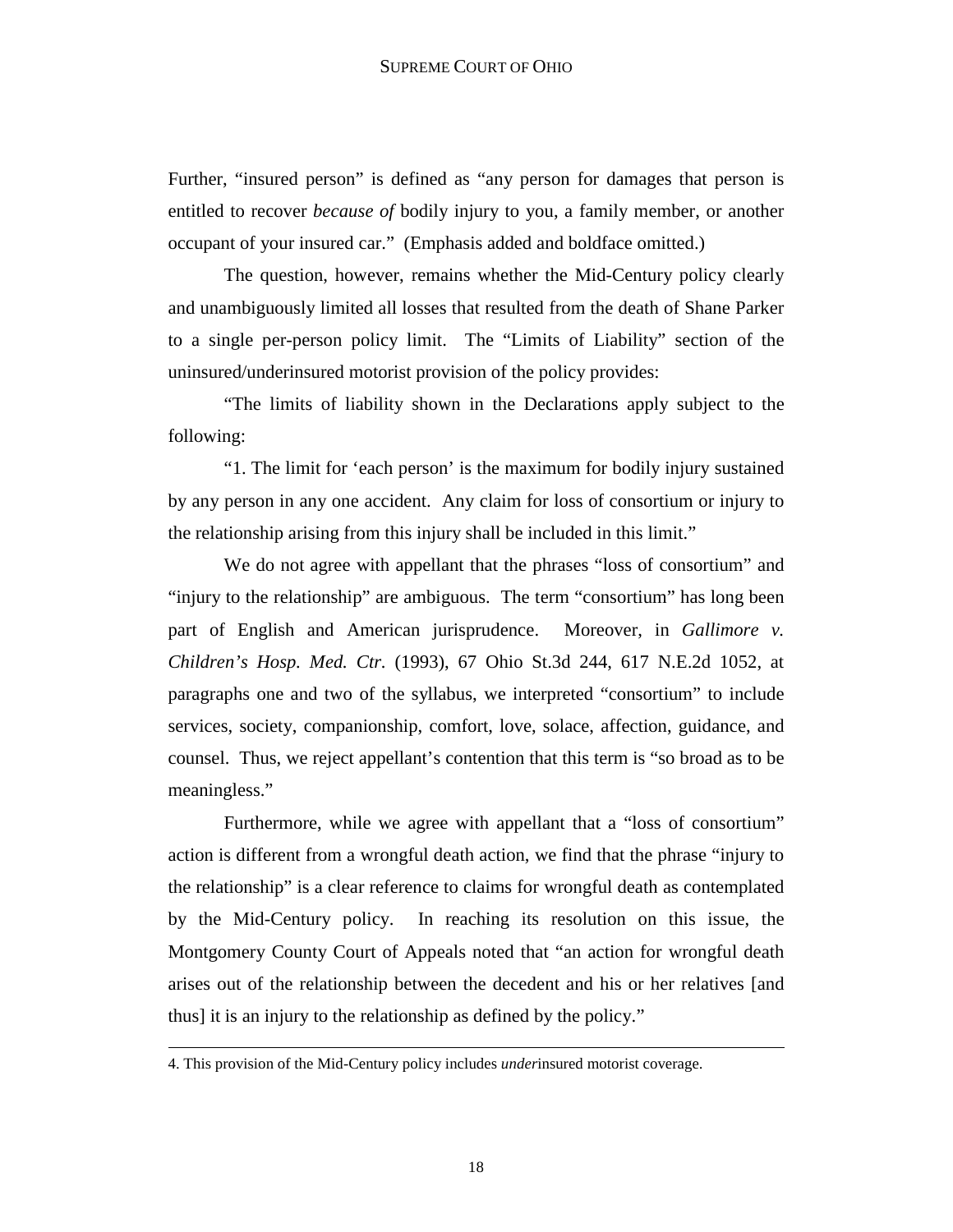Further, "insured person" is defined as "any person for damages that person is entitled to recover *because of* bodily injury to you, a family member, or another occupant of your insured car." (Emphasis added and boldface omitted.)

The question, however, remains whether the Mid-Century policy clearly and unambiguously limited all losses that resulted from the death of Shane Parker to a single per-person policy limit. The "Limits of Liability" section of the uninsured/underinsured motorist provision of the policy provides:

"The limits of liability shown in the Declarations apply subject to the following:

"1. The limit for 'each person' is the maximum for bodily injury sustained by any person in any one accident. Any claim for loss of consortium or injury to the relationship arising from this injury shall be included in this limit."

We do not agree with appellant that the phrases "loss of consortium" and "injury to the relationship" are ambiguous. The term "consortium" has long been part of English and American jurisprudence. Moreover, in *Gallimore v. Children's Hosp. Med. Ctr.* (1993), 67 Ohio St.3d 244, 617 N.E.2d 1052, at paragraphs one and two of the syllabus, we interpreted "consortium" to include services, society, companionship, comfort, love, solace, affection, guidance, and counsel. Thus, we reject appellant's contention that this term is "so broad as to be meaningless."

Furthermore, while we agree with appellant that a "loss of consortium" action is different from a wrongful death action, we find that the phrase "injury to the relationship" is a clear reference to claims for wrongful death as contemplated by the Mid-Century policy. In reaching its resolution on this issue, the Montgomery County Court of Appeals noted that "an action for wrongful death arises out of the relationship between the decedent and his or her relatives [and thus] it is an injury to the relationship as defined by the policy."

---

4. This provision of the Mid-Century policy includes *under*insured motorist coverage.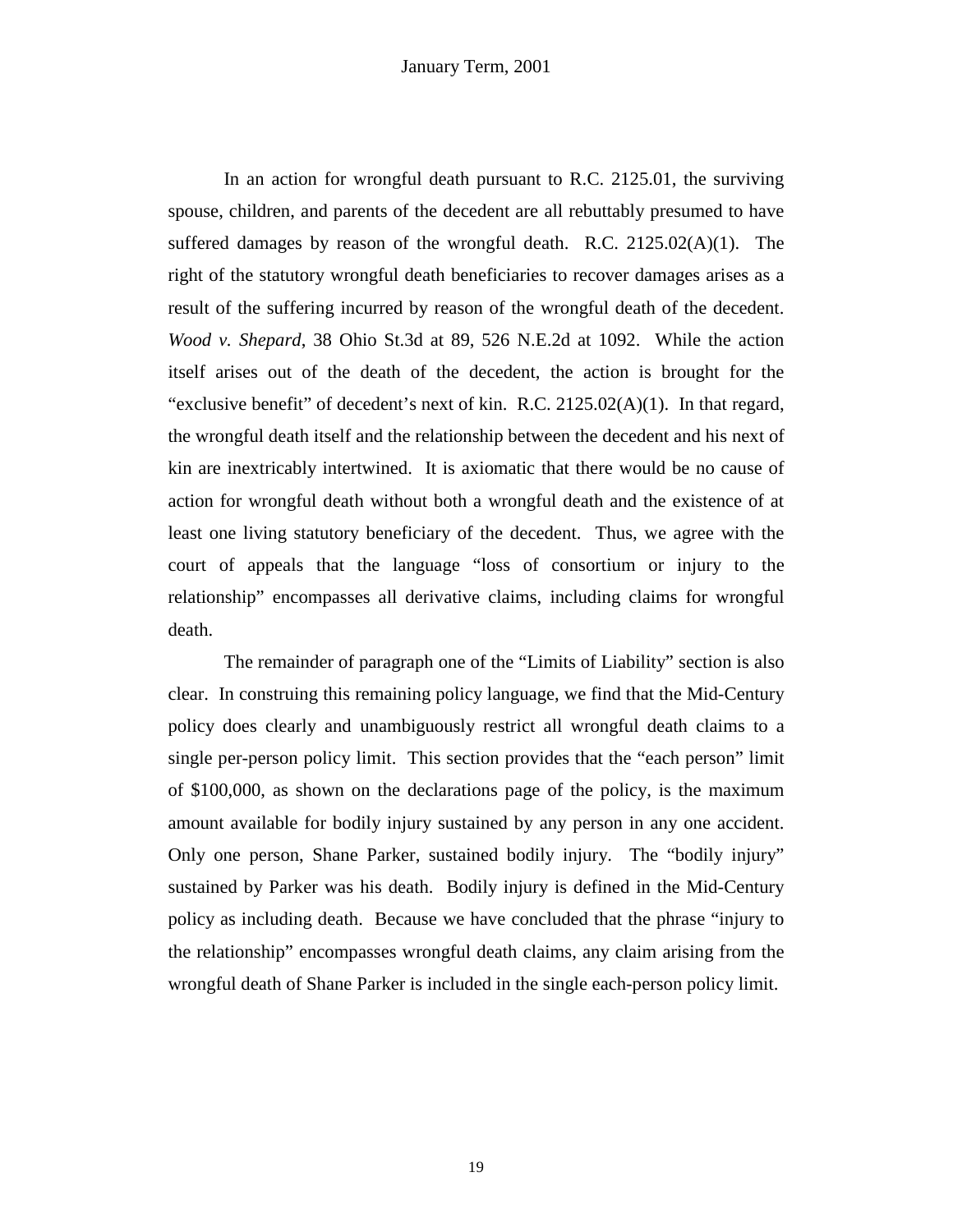In an action for wrongful death pursuant to R.C. 2125.01, the surviving spouse, children, and parents of the decedent are all rebuttably presumed to have suffered damages by reason of the wrongful death. R.C. 2125.02(A)(1). The right of the statutory wrongful death beneficiaries to recover damages arises as a result of the suffering incurred by reason of the wrongful death of the decedent. *Wood v. Shepard*, 38 Ohio St.3d at 89, 526 N.E.2d at 1092. While the action itself arises out of the death of the decedent, the action is brought for the "exclusive benefit" of decedent's next of kin. R.C. 2125.02(A)(1). In that regard, the wrongful death itself and the relationship between the decedent and his next of kin are inextricably intertwined. It is axiomatic that there would be no cause of action for wrongful death without both a wrongful death and the existence of at least one living statutory beneficiary of the decedent. Thus, we agree with the court of appeals that the language "loss of consortium or injury to the relationship" encompasses all derivative claims, including claims for wrongful death.

The remainder of paragraph one of the "Limits of Liability" section is also clear. In construing this remaining policy language, we find that the Mid-Century policy does clearly and unambiguously restrict all wrongful death claims to a single per-person policy limit. This section provides that the "each person" limit of $100,000, as shown on the declarations page of the policy, is the maximum amount available for bodily injury sustained by any person in any one accident. Only one person, Shane Parker, sustained bodily injury. The "bodily injury" sustained by Parker was his death. Bodily injury is defined in the Mid-Century policy as including death. Because we have concluded that the phrase "injury to the relationship" encompasses wrongful death claims, any claim arising from the wrongful death of Shane Parker is included in the single each-person policy limit.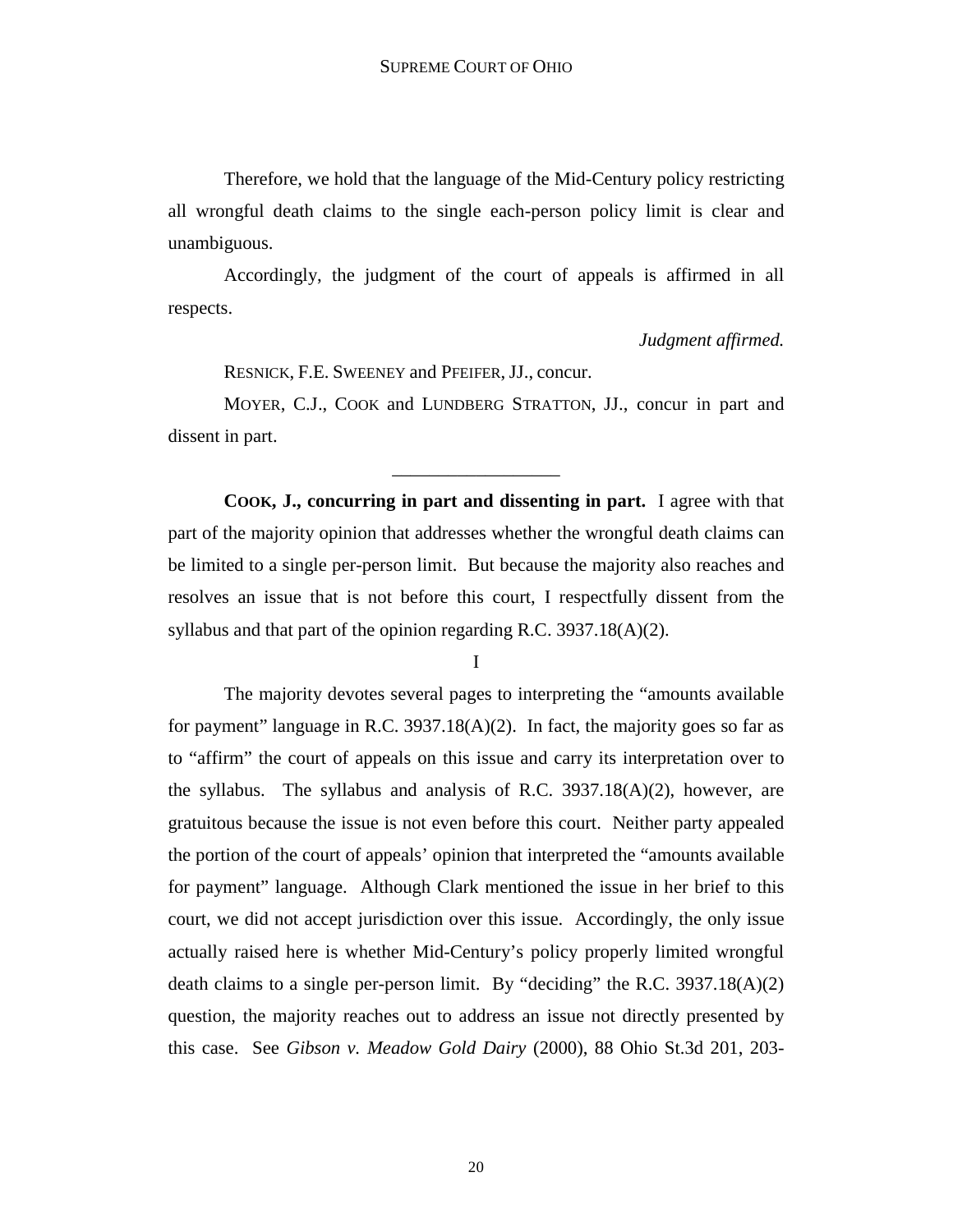Therefore, we hold that the language of the Mid-Century policy restricting all wrongful death claims to the single each-person policy limit is clear and unambiguous.

Accordingly, the judgment of the court of appeals is affirmed in all respects.

*Judgment affirmed.*

RESNICK, F.E. SWEENEY and PFEIFER, JJ., concur.

MOYER, C.J., COOK and LUNDBERG STRATTON, JJ., concur in part and dissent in part.

---

**COOK, J., concurring in part and dissenting in part.** I agree with that part of the majority opinion that addresses whether the wrongful death claims can be limited to a single per-person limit. But because the majority also reaches and resolves an issue that is not before this court, I respectfully dissent from the syllabus and that part of the opinion regarding R.C. 3937.18(A)(2).

I

The majority devotes several pages to interpreting the "amounts available for payment" language in R.C. 3937.18(A)(2). In fact, the majority goes so far as to "affirm" the court of appeals on this issue and carry its interpretation over to the syllabus. The syllabus and analysis of R.C. 3937.18(A)(2), however, are gratuitous because the issue is not even before this court. Neither party appealed the portion of the court of appeals' opinion that interpreted the "amounts available for payment" language. Although Clark mentioned the issue in her brief to this court, we did not accept jurisdiction over this issue. Accordingly, the only issue actually raised here is whether Mid-Century's policy properly limited wrongful death claims to a single per-person limit. By "deciding" the R.C. 3937.18(A)(2) question, the majority reaches out to address an issue not directly presented by this case. See *Gibson v. Meadow Gold Dairy* (2000), 88 Ohio St.3d 201, 203-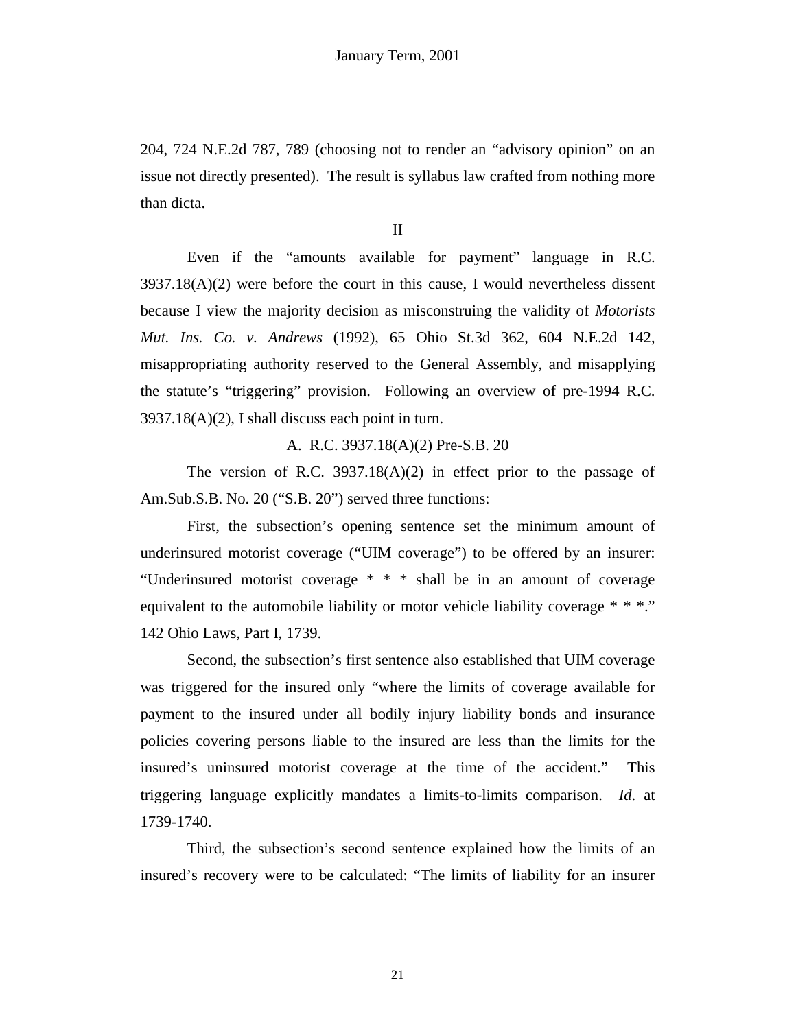204, 724 N.E.2d 787, 789 (choosing not to render an "advisory opinion" on an issue not directly presented). The result is syllabus law crafted from nothing more than dicta.

II

Even if the "amounts available for payment" language in R.C. 3937.18(A)(2) were before the court in this cause, I would nevertheless dissent because I view the majority decision as misconstruing the validity of *Motorists Mut. Ins. Co. v. Andrews* (1992), 65 Ohio St.3d 362, 604 N.E.2d 142, misappropriating authority reserved to the General Assembly, and misapplying the statute's "triggering" provision. Following an overview of pre-1994 R.C. 3937.18(A)(2), I shall discuss each point in turn.

A. R.C. 3937.18(A)(2) Pre-S.B. 20

The version of R.C. 3937.18(A)(2) in effect prior to the passage of Am.Sub.S.B. No. 20 ("S.B. 20") served three functions:

First, the subsection's opening sentence set the minimum amount of underinsured motorist coverage ("UIM coverage") to be offered by an insurer: "Underinsured motorist coverage * * * shall be in an amount of coverage equivalent to the automobile liability or motor vehicle liability coverage * * *." 142 Ohio Laws, Part I, 1739.

Second, the subsection's first sentence also established that UIM coverage was triggered for the insured only "where the limits of coverage available for payment to the insured under all bodily injury liability bonds and insurance policies covering persons liable to the insured are less than the limits for the insured's uninsured motorist coverage at the time of the accident." This triggering language explicitly mandates a limits-to-limits comparison. *Id.* at 1739-1740.

Third, the subsection's second sentence explained how the limits of an insured's recovery were to be calculated: "The limits of liability for an insurer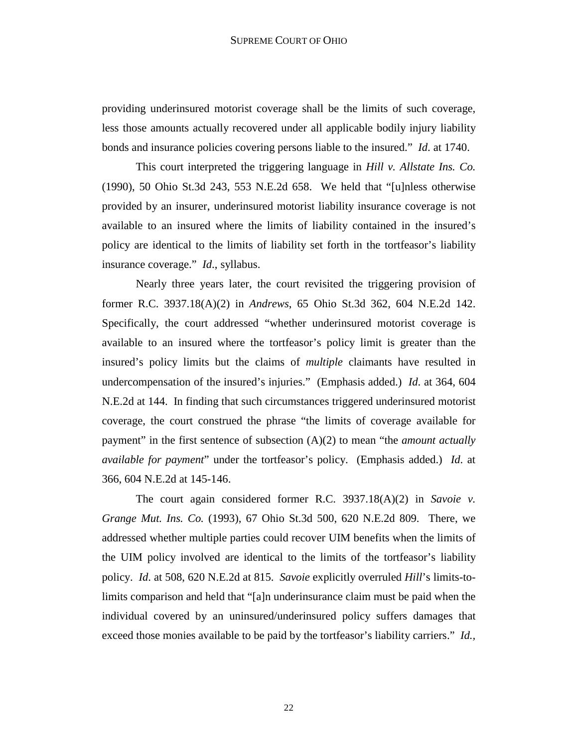providing underinsured motorist coverage shall be the limits of such coverage, less those amounts actually recovered under all applicable bodily injury liability bonds and insurance policies covering persons liable to the insured." *Id*. at 1740.

This court interpreted the triggering language in *Hill v. Allstate Ins. Co.* (1990), 50 Ohio St.3d 243, 553 N.E.2d 658. We held that "[u]nless otherwise provided by an insurer, underinsured motorist liability insurance coverage is not available to an insured where the limits of liability contained in the insured's policy are identical to the limits of liability set forth in the tortfeasor's liability insurance coverage." *Id*., syllabus.

Nearly three years later, the court revisited the triggering provision of former R.C. 3937.18(A)(2) in *Andrews*, 65 Ohio St.3d 362, 604 N.E.2d 142. Specifically, the court addressed "whether underinsured motorist coverage is available to an insured where the tortfeasor's policy limit is greater than the insured's policy limits but the claims of *multiple* claimants have resulted in undercompensation of the insured's injuries." (Emphasis added.) *Id*. at 364, 604 N.E.2d at 144. In finding that such circumstances triggered underinsured motorist coverage, the court construed the phrase "the limits of coverage available for payment" in the first sentence of subsection (A)(2) to mean "the *amount actually available for payment*" under the tortfeasor's policy. (Emphasis added.) *Id*. at 366, 604 N.E.2d at 145-146.

The court again considered former R.C. 3937.18(A)(2) in *Savoie v. Grange Mut. Ins. Co.* (1993), 67 Ohio St.3d 500, 620 N.E.2d 809. There, we addressed whether multiple parties could recover UIM benefits when the limits of the UIM policy involved are identical to the limits of the tortfeasor's liability policy. *Id*. at 508, 620 N.E.2d at 815. *Savoie* explicitly overruled *Hill*'s limits-to-limits comparison and held that "[a]n underinsurance claim must be paid when the individual covered by an uninsured/underinsured policy suffers damages that exceed those monies available to be paid by the tortfeasor's liability carriers." *Id.*,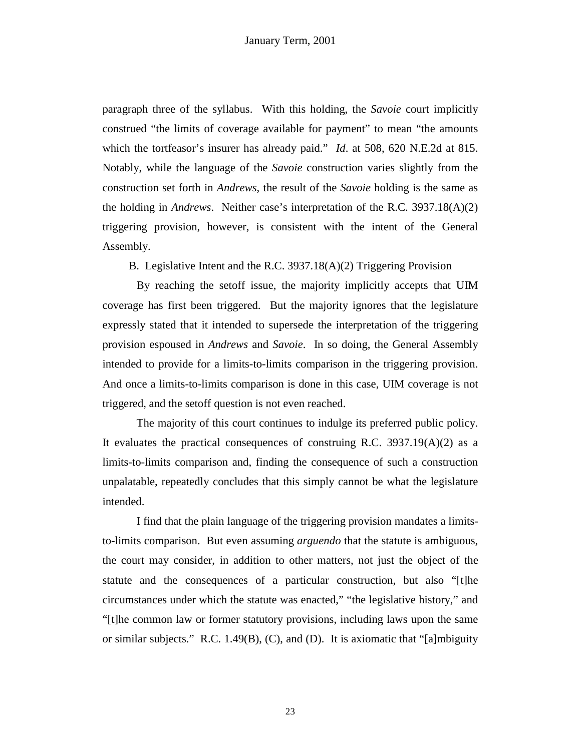paragraph three of the syllabus. With this holding, the *Savoie* court implicitly construed "the limits of coverage available for payment" to mean "the amounts which the tortfeasor's insurer has already paid." *Id*. at 508, 620 N.E.2d at 815. Notably, while the language of the *Savoie* construction varies slightly from the construction set forth in *Andrews*, the result of the *Savoie* holding is the same as the holding in *Andrews*. Neither case's interpretation of the R.C. 3937.18(A)(2) triggering provision, however, is consistent with the intent of the General Assembly.

B. Legislative Intent and the R.C. 3937.18(A)(2) Triggering Provision

By reaching the setoff issue, the majority implicitly accepts that UIM coverage has first been triggered. But the majority ignores that the legislature expressly stated that it intended to supersede the interpretation of the triggering provision espoused in *Andrews* and *Savoie*. In so doing, the General Assembly intended to provide for a limits-to-limits comparison in the triggering provision. And once a limits-to-limits comparison is done in this case, UIM coverage is not triggered, and the setoff question is not even reached.

The majority of this court continues to indulge its preferred public policy. It evaluates the practical consequences of construing R.C. 3937.19(A)(2) as a limits-to-limits comparison and, finding the consequence of such a construction unpalatable, repeatedly concludes that this simply cannot be what the legislature intended.

I find that the plain language of the triggering provision mandates a limits-to-limits comparison. But even assuming *arguendo* that the statute is ambiguous, the court may consider, in addition to other matters, not just the object of the statute and the consequences of a particular construction, but also "[t]he circumstances under which the statute was enacted," "the legislative history," and "[t]he common law or former statutory provisions, including laws upon the same or similar subjects." R.C. 1.49(B), (C), and (D). It is axiomatic that "[a]mbiguity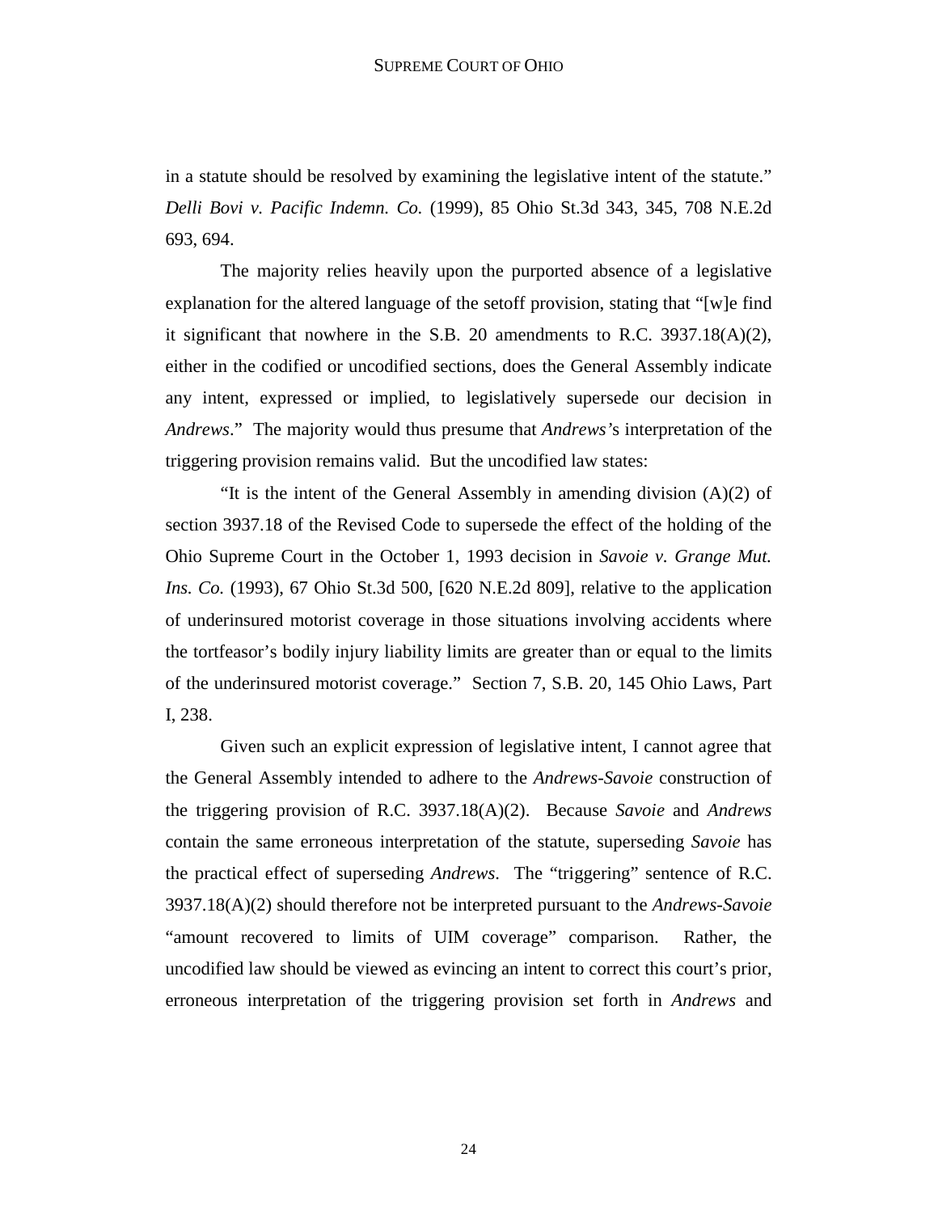in a statute should be resolved by examining the legislative intent of the statute." *Delli Bovi v. Pacific Indemn. Co.* (1999), 85 Ohio St.3d 343, 345, 708 N.E.2d 693, 694.

The majority relies heavily upon the purported absence of a legislative explanation for the altered language of the setoff provision, stating that "[w]e find it significant that nowhere in the S.B. 20 amendments to R.C. 3937.18(A)(2), either in the codified or uncodified sections, does the General Assembly indicate any intent, expressed or implied, to legislatively supersede our decision in *Andrews*." The majority would thus presume that *Andrews'*s interpretation of the triggering provision remains valid. But the uncodified law states:

"It is the intent of the General Assembly in amending division (A)(2) of section 3937.18 of the Revised Code to supersede the effect of the holding of the Ohio Supreme Court in the October 1, 1993 decision in *Savoie v. Grange Mut. Ins. Co.* (1993), 67 Ohio St.3d 500, [620 N.E.2d 809], relative to the application of underinsured motorist coverage in those situations involving accidents where the tortfeasor's bodily injury liability limits are greater than or equal to the limits of the underinsured motorist coverage." Section 7, S.B. 20, 145 Ohio Laws, Part I, 238.

Given such an explicit expression of legislative intent, I cannot agree that the General Assembly intended to adhere to the *Andrews-Savoie* construction of the triggering provision of R.C. 3937.18(A)(2). Because *Savoie* and *Andrews* contain the same erroneous interpretation of the statute, superseding *Savoie* has the practical effect of superseding *Andrews*. The "triggering" sentence of R.C. 3937.18(A)(2) should therefore not be interpreted pursuant to the *Andrews-Savoie* "amount recovered to limits of UIM coverage" comparison. Rather, the uncodified law should be viewed as evincing an intent to correct this court's prior, erroneous interpretation of the triggering provision set forth in *Andrews* and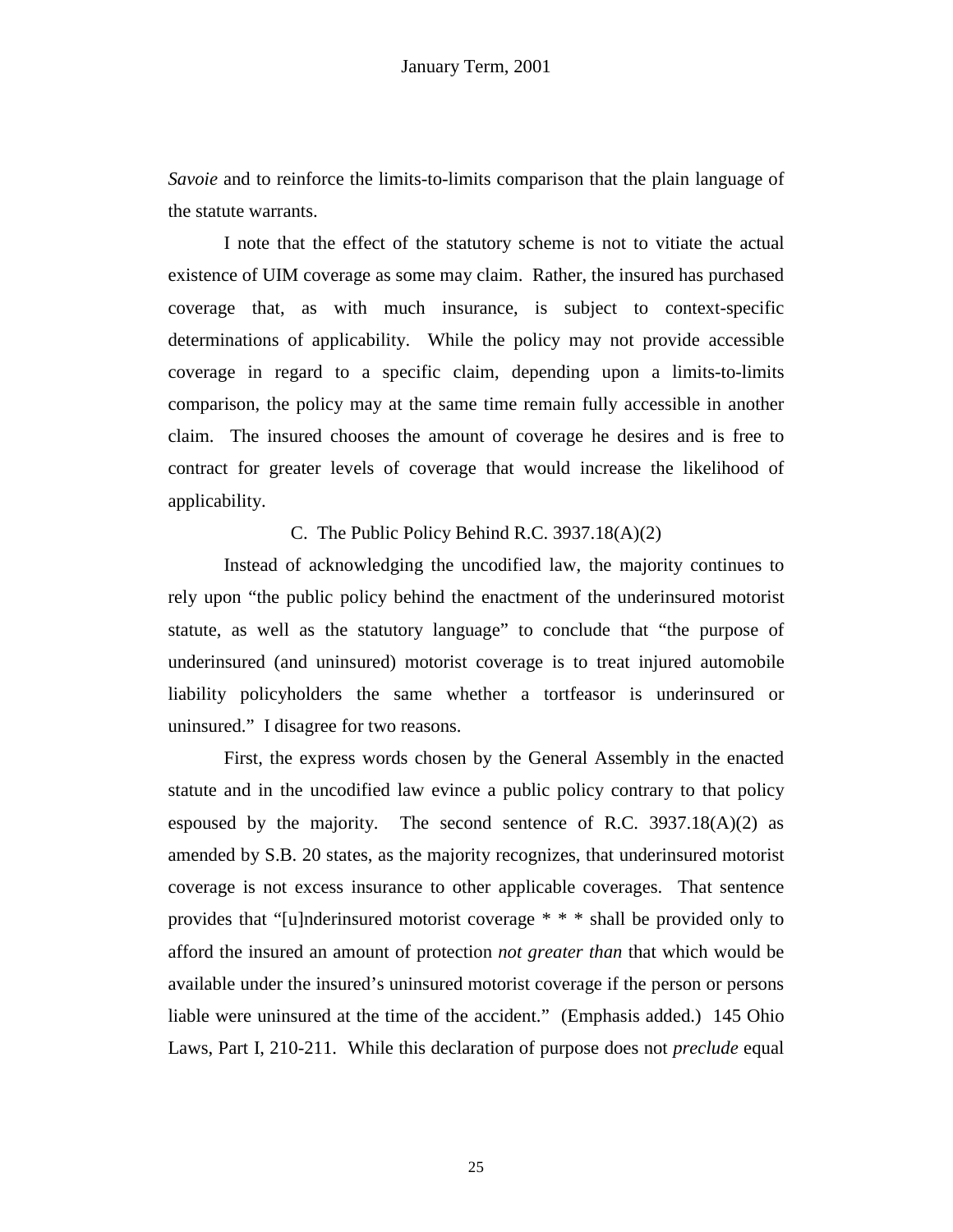*Savoie* and to reinforce the limits-to-limits comparison that the plain language of the statute warrants.

I note that the effect of the statutory scheme is not to vitiate the actual existence of UIM coverage as some may claim. Rather, the insured has purchased coverage that, as with much insurance, is subject to context-specific determinations of applicability. While the policy may not provide accessible coverage in regard to a specific claim, depending upon a limits-to-limits comparison, the policy may at the same time remain fully accessible in another claim. The insured chooses the amount of coverage he desires and is free to contract for greater levels of coverage that would increase the likelihood of applicability.

C. The Public Policy Behind R.C. 3937.18(A)(2)

Instead of acknowledging the uncodified law, the majority continues to rely upon "the public policy behind the enactment of the underinsured motorist statute, as well as the statutory language" to conclude that "the purpose of underinsured (and uninsured) motorist coverage is to treat injured automobile liability policyholders the same whether a tortfeasor is underinsured or uninsured." I disagree for two reasons.

First, the express words chosen by the General Assembly in the enacted statute and in the uncodified law evince a public policy contrary to that policy espoused by the majority. The second sentence of R.C. 3937.18(A)(2) as amended by S.B. 20 states, as the majority recognizes, that underinsured motorist coverage is not excess insurance to other applicable coverages. That sentence provides that "[u]nderinsured motorist coverage * * * shall be provided only to afford the insured an amount of protection *not greater than* that which would be available under the insured's uninsured motorist coverage if the person or persons liable were uninsured at the time of the accident." (Emphasis added.) 145 Ohio Laws, Part I, 210-211. While this declaration of purpose does not *preclude* equal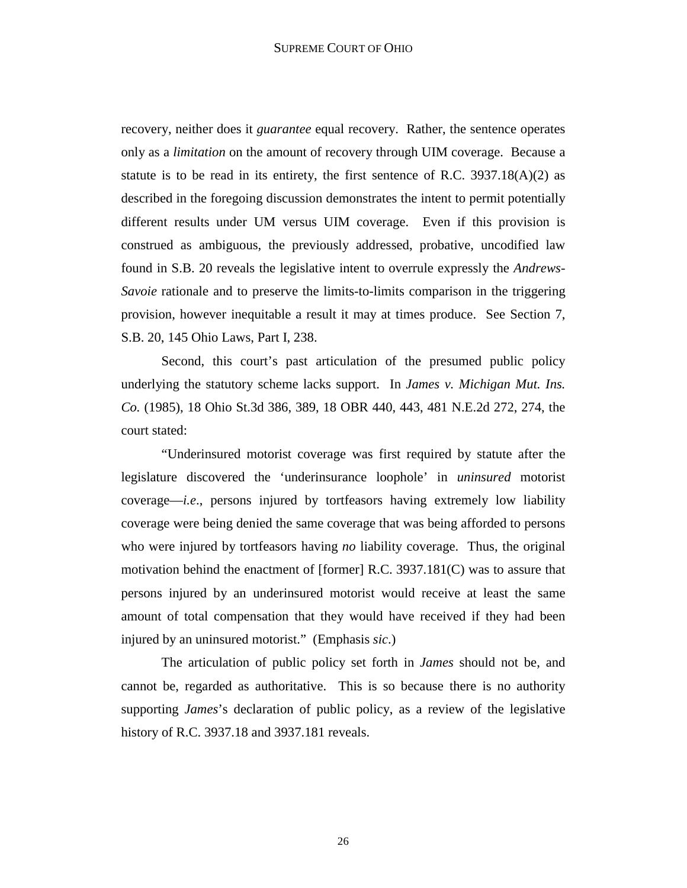recovery, neither does it *guarantee* equal recovery. Rather, the sentence operates only as a *limitation* on the amount of recovery through UIM coverage. Because a statute is to be read in its entirety, the first sentence of R.C. 3937.18(A)(2) as described in the foregoing discussion demonstrates the intent to permit potentially different results under UM versus UIM coverage. Even if this provision is construed as ambiguous, the previously addressed, probative, uncodified law found in S.B. 20 reveals the legislative intent to overrule expressly the *Andrews-Savoie* rationale and to preserve the limits-to-limits comparison in the triggering provision, however inequitable a result it may at times produce. See Section 7, S.B. 20, 145 Ohio Laws, Part I, 238.

Second, this court's past articulation of the presumed public policy underlying the statutory scheme lacks support. In *James v. Michigan Mut. Ins. Co.* (1985), 18 Ohio St.3d 386, 389, 18 OBR 440, 443, 481 N.E.2d 272, 274, the court stated:

"Underinsured motorist coverage was first required by statute after the legislature discovered the 'underinsurance loophole' in *uninsured* motorist coverage—*i.e*., persons injured by tortfeasors having extremely low liability coverage were being denied the same coverage that was being afforded to persons who were injured by tortfeasors having *no* liability coverage. Thus, the original motivation behind the enactment of [former] R.C. 3937.181(C) was to assure that persons injured by an underinsured motorist would receive at least the same amount of total compensation that they would have received if they had been injured by an uninsured motorist." (Emphasis *sic*.)

The articulation of public policy set forth in *James* should not be, and cannot be, regarded as authoritative. This is so because there is no authority supporting *James*'s declaration of public policy, as a review of the legislative history of R.C. 3937.18 and 3937.181 reveals.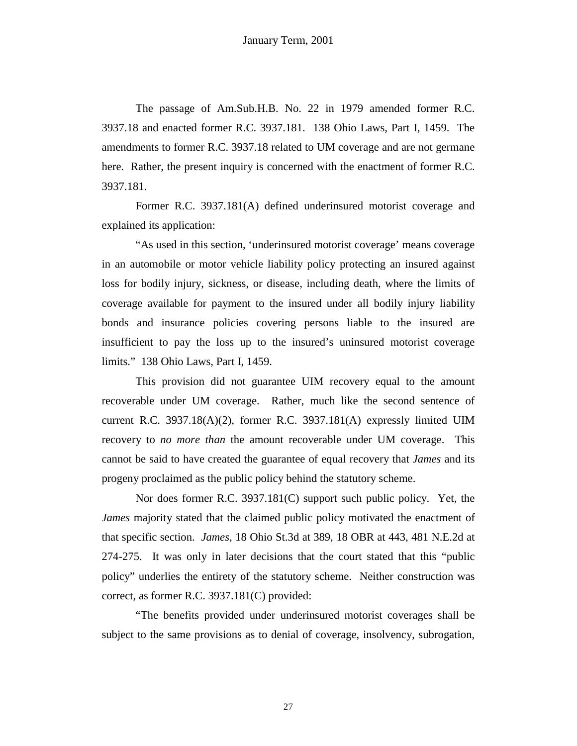The passage of Am.Sub.H.B. No. 22 in 1979 amended former R.C. 3937.18 and enacted former R.C. 3937.181. 138 Ohio Laws, Part I, 1459. The amendments to former R.C. 3937.18 related to UM coverage and are not germane here. Rather, the present inquiry is concerned with the enactment of former R.C. 3937.181.

Former R.C. 3937.181(A) defined underinsured motorist coverage and explained its application:

"As used in this section, 'underinsured motorist coverage' means coverage in an automobile or motor vehicle liability policy protecting an insured against loss for bodily injury, sickness, or disease, including death, where the limits of coverage available for payment to the insured under all bodily injury liability bonds and insurance policies covering persons liable to the insured are insufficient to pay the loss up to the insured's uninsured motorist coverage limits." 138 Ohio Laws, Part I, 1459.

This provision did not guarantee UIM recovery equal to the amount recoverable under UM coverage. Rather, much like the second sentence of current R.C. 3937.18(A)(2), former R.C. 3937.181(A) expressly limited UIM recovery to *no more than* the amount recoverable under UM coverage. This cannot be said to have created the guarantee of equal recovery that *James* and its progeny proclaimed as the public policy behind the statutory scheme.

Nor does former R.C. 3937.181(C) support such public policy. Yet, the *James* majority stated that the claimed public policy motivated the enactment of that specific section. *James*, 18 Ohio St.3d at 389, 18 OBR at 443, 481 N.E.2d at 274-275. It was only in later decisions that the court stated that this "public policy" underlies the entirety of the statutory scheme. Neither construction was correct, as former R.C. 3937.181(C) provided:

"The benefits provided under underinsured motorist coverages shall be subject to the same provisions as to denial of coverage, insolvency, subrogation,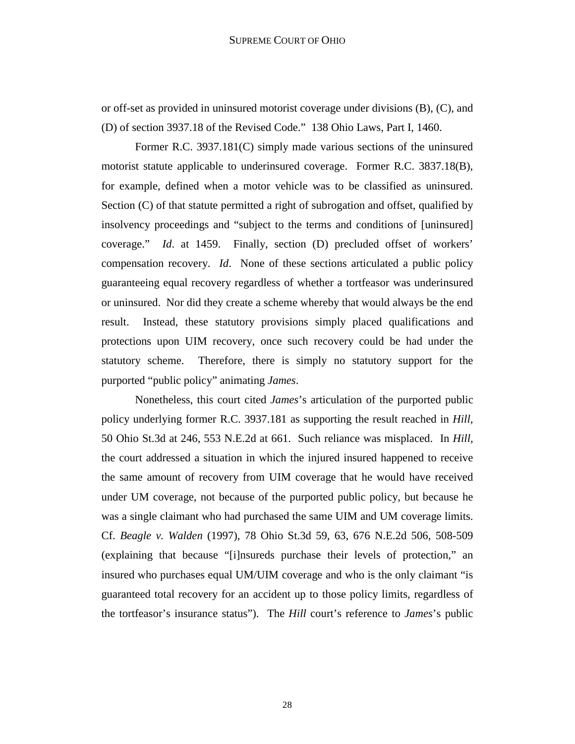or off-set as provided in uninsured motorist coverage under divisions (B), (C), and (D) of section 3937.18 of the Revised Code." 138 Ohio Laws, Part I, 1460.

Former R.C. 3937.181(C) simply made various sections of the uninsured motorist statute applicable to underinsured coverage. Former R.C. 3837.18(B), for example, defined when a motor vehicle was to be classified as uninsured. Section (C) of that statute permitted a right of subrogation and offset, qualified by insolvency proceedings and "subject to the terms and conditions of [uninsured] coverage." *Id*. at 1459. Finally, section (D) precluded offset of workers' compensation recovery. *Id*. None of these sections articulated a public policy guaranteeing equal recovery regardless of whether a tortfeasor was underinsured or uninsured. Nor did they create a scheme whereby that would always be the end result. Instead, these statutory provisions simply placed qualifications and protections upon UIM recovery, once such recovery could be had under the statutory scheme. Therefore, there is simply no statutory support for the purported "public policy" animating *James*.

Nonetheless, this court cited *James*'s articulation of the purported public policy underlying former R.C. 3937.181 as supporting the result reached in *Hill*, 50 Ohio St.3d at 246, 553 N.E.2d at 661. Such reliance was misplaced. In *Hill*, the court addressed a situation in which the injured insured happened to receive the same amount of recovery from UIM coverage that he would have received under UM coverage, not because of the purported public policy, but because he was a single claimant who had purchased the same UIM and UM coverage limits. Cf. *Beagle v. Walden* (1997), 78 Ohio St.3d 59, 63, 676 N.E.2d 506, 508-509 (explaining that because "[i]nsureds purchase their levels of protection," an insured who purchases equal UM/UIM coverage and who is the only claimant "is guaranteed total recovery for an accident up to those policy limits, regardless of the tortfeasor's insurance status"). The *Hill* court's reference to *James*'s public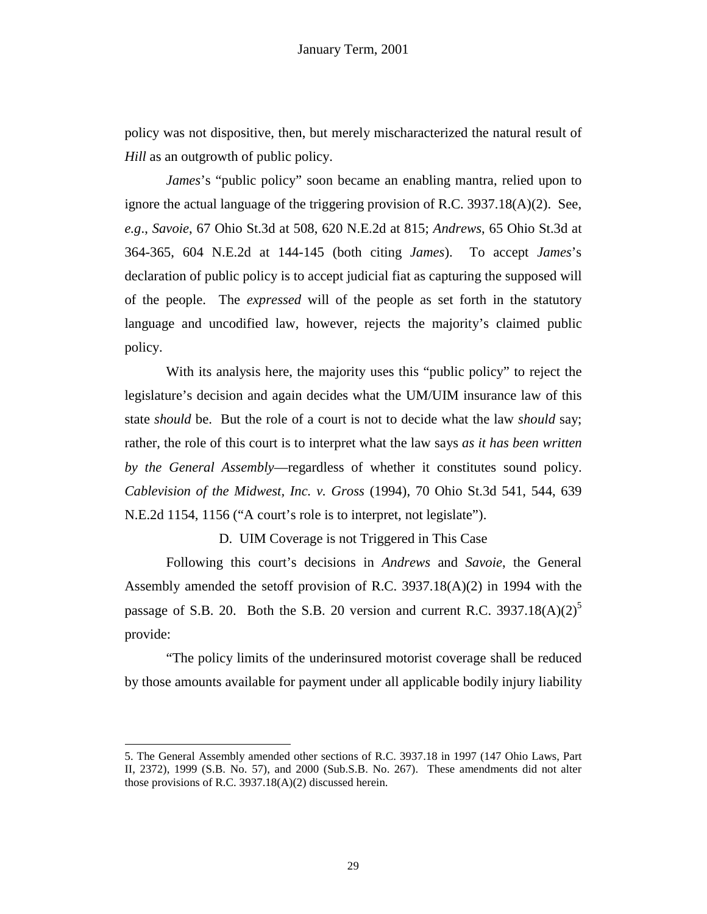policy was not dispositive, then, but merely mischaracterized the natural result of *Hill* as an outgrowth of public policy.

*James*'s "public policy" soon became an enabling mantra, relied upon to ignore the actual language of the triggering provision of R.C. 3937.18(A)(2). See, *e.g.*, *Savoie*, 67 Ohio St.3d at 508, 620 N.E.2d at 815; *Andrews*, 65 Ohio St.3d at 364-365, 604 N.E.2d at 144-145 (both citing *James*). To accept *James*'s declaration of public policy is to accept judicial fiat as capturing the supposed will of the people. The *expressed* will of the people as set forth in the statutory language and uncodified law, however, rejects the majority's claimed public policy.

With its analysis here, the majority uses this "public policy" to reject the legislature's decision and again decides what the UM/UIM insurance law of this state *should* be. But the role of a court is not to decide what the law *should* say; rather, the role of this court is to interpret what the law says *as it has been written by the General Assembly*—regardless of whether it constitutes sound policy. *Cablevision of the Midwest, Inc. v. Gross* (1994), 70 Ohio St.3d 541, 544, 639 N.E.2d 1154, 1156 ("A court's role is to interpret, not legislate").

### D. UIM Coverage is not Triggered in This Case

Following this court's decisions in *Andrews* and *Savoie*, the General Assembly amended the setoff provision of R.C. 3937.18(A)(2) in 1994 with the passage of S.B. 20. Both the S.B. 20 version and current R.C. 3937.18(A)(2)[5] provide:

"The policy limits of the underinsured motorist coverage shall be reduced by those amounts available for payment under all applicable bodily injury liability

---

5. The General Assembly amended other sections of R.C. 3937.18 in 1997 (147 Ohio Laws, Part II, 2372), 1999 (S.B. No. 57), and 2000 (Sub.S.B. No. 267). These amendments did not alter those provisions of R.C. 3937.18(A)(2) discussed herein.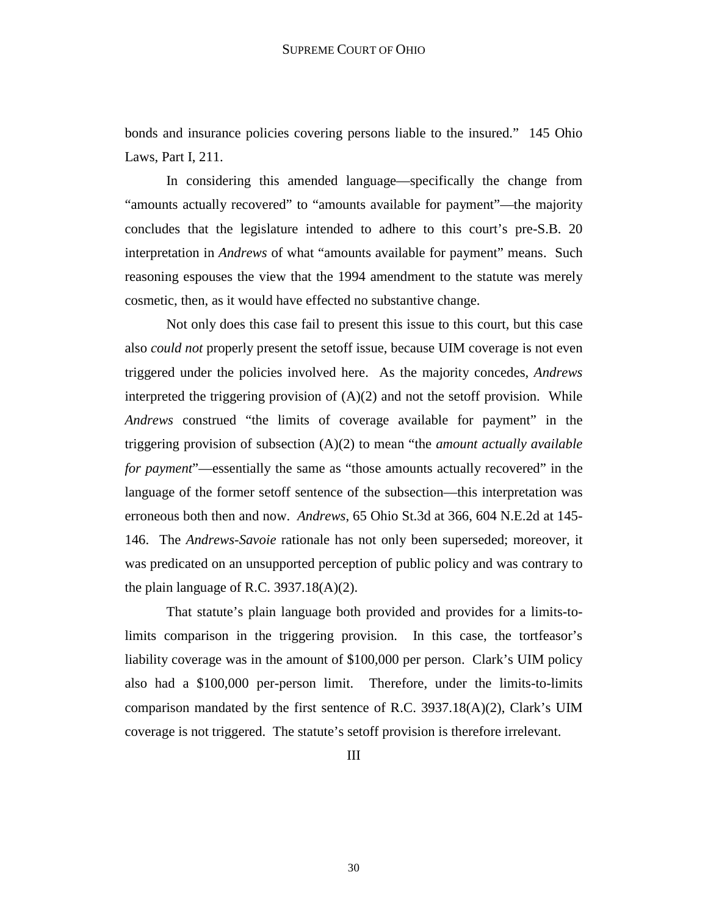bonds and insurance policies covering persons liable to the insured." 145 Ohio Laws, Part I, 211.

In considering this amended language—specifically the change from "amounts actually recovered" to "amounts available for payment"—the majority concludes that the legislature intended to adhere to this court's pre-S.B. 20 interpretation in *Andrews* of what "amounts available for payment" means. Such reasoning espouses the view that the 1994 amendment to the statute was merely cosmetic, then, as it would have effected no substantive change.

Not only does this case fail to present this issue to this court, but this case also *could not* properly present the setoff issue, because UIM coverage is not even triggered under the policies involved here. As the majority concedes, *Andrews* interpreted the triggering provision of (A)(2) and not the setoff provision. While *Andrews* construed "the limits of coverage available for payment" in the triggering provision of subsection (A)(2) to mean "the *amount actually available for payment*"—essentially the same as "those amounts actually recovered" in the language of the former setoff sentence of the subsection—this interpretation was erroneous both then and now. *Andrews*, 65 Ohio St.3d at 366, 604 N.E.2d at 145-146. The *Andrews-Savoie* rationale has not only been superseded; moreover, it was predicated on an unsupported perception of public policy and was contrary to the plain language of R.C. 3937.18(A)(2).

That statute's plain language both provided and provides for a limits-to-limits comparison in the triggering provision. In this case, the tortfeasor's liability coverage was in the amount of $100,000 per person. Clark's UIM policy also had a $100,000 per-person limit. Therefore, under the limits-to-limits comparison mandated by the first sentence of R.C. 3937.18(A)(2), Clark's UIM coverage is not triggered. The statute's setoff provision is therefore irrelevant.

III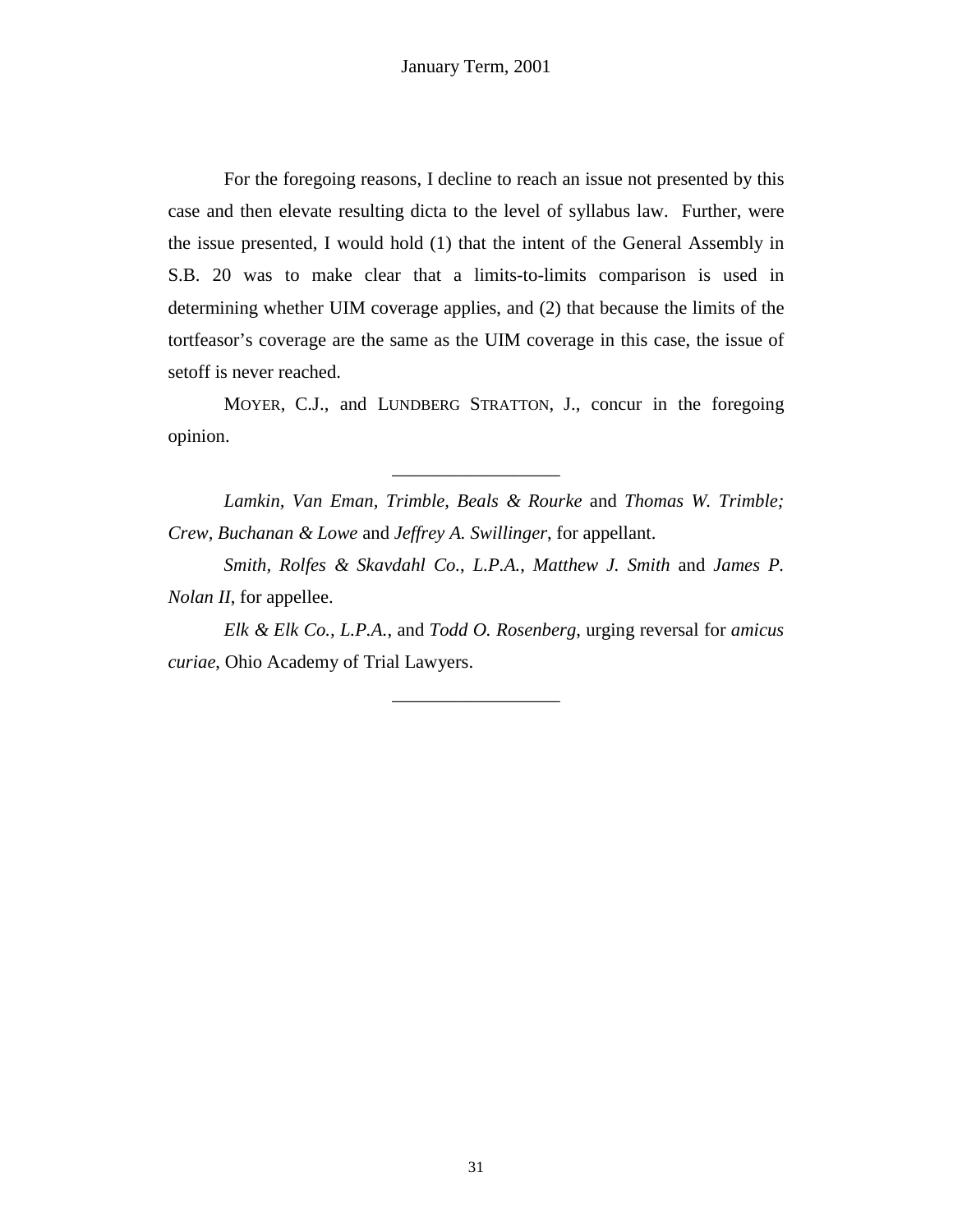For the foregoing reasons, I decline to reach an issue not presented by this case and then elevate resulting dicta to the level of syllabus law. Further, were the issue presented, I would hold (1) that the intent of the General Assembly in S.B. 20 was to make clear that a limits-to-limits comparison is used in determining whether UIM coverage applies, and (2) that because the limits of the tortfeasor's coverage are the same as the UIM coverage in this case, the issue of setoff is never reached.

MOYER, C.J., and LUNDBERG STRATTON, J., concur in the foregoing opinion.

---

*Lamkin, Van Eman, Trimble, Beals & Rourke* and *Thomas W. Trimble; Crew, Buchanan & Lowe* and *Jeffrey A. Swillinger*, for appellant.

*Smith, Rolfes & Skavdahl Co., L.P.A.*, *Matthew J. Smith* and *James P. Nolan II*, for appellee.

*Elk & Elk Co., L.P.A.*, and *Todd O. Rosenberg*, urging reversal for *amicus curiae*, Ohio Academy of Trial Lawyers.

---